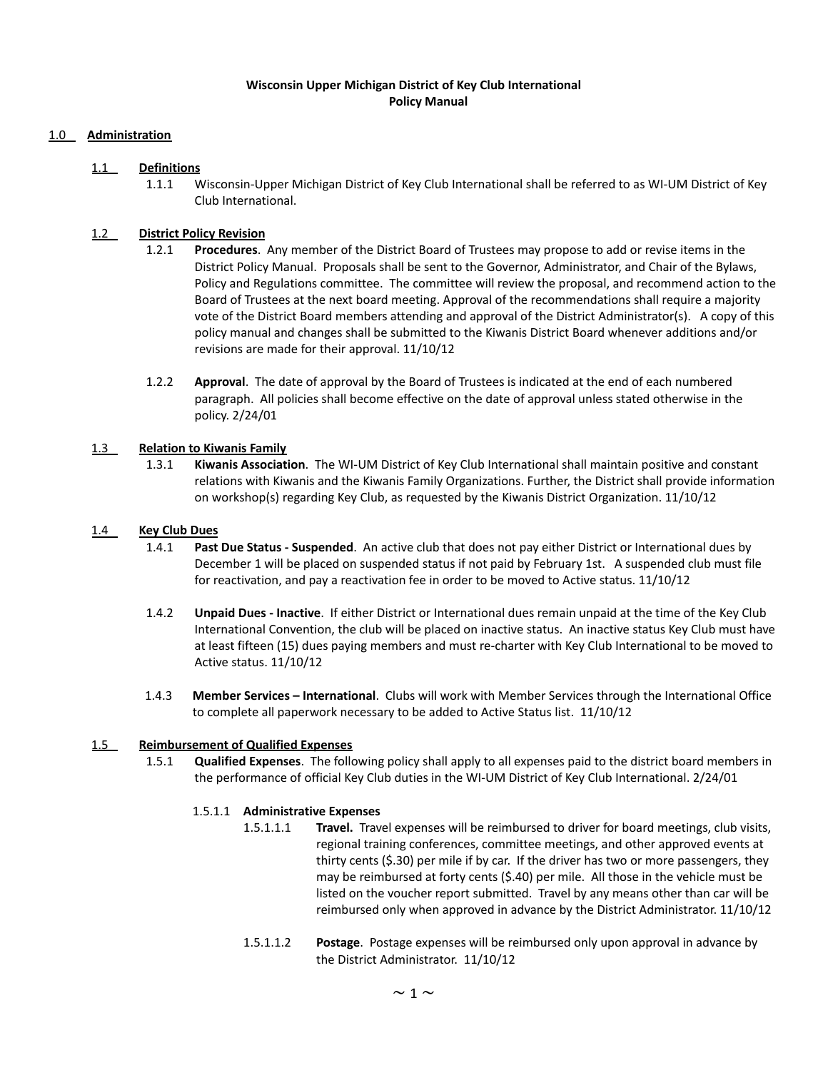**Wisconsin Upper Michigan District of Key Club International**
**Policy Manual**

## 1.0 Administration

### 1.1 Definitions

1.1.1 Wisconsin-Upper Michigan District of Key Club International shall be referred to as WI-UM District of Key Club International.

### 1.2 District Policy Revision

1.2.1 **Procedures**. Any member of the District Board of Trustees may propose to add or revise items in the District Policy Manual. Proposals shall be sent to the Governor, Administrator, and Chair of the Bylaws, Policy and Regulations committee. The committee will review the proposal, and recommend action to the Board of Trustees at the next board meeting. Approval of the recommendations shall require a majority vote of the District Board members attending and approval of the District Administrator(s). A copy of this policy manual and changes shall be submitted to the Kiwanis District Board whenever additions and/or revisions are made for their approval. 11/10/12

1.2.2 **Approval**. The date of approval by the Board of Trustees is indicated at the end of each numbered paragraph. All policies shall become effective on the date of approval unless stated otherwise in the policy. 2/24/01

### 1.3 Relation to Kiwanis Family

1.3.1 **Kiwanis Association**. The WI-UM District of Key Club International shall maintain positive and constant relations with Kiwanis and the Kiwanis Family Organizations. Further, the District shall provide information on workshop(s) regarding Key Club, as requested by the Kiwanis District Organization. 11/10/12

### 1.4 Key Club Dues

1.4.1 **Past Due Status - Suspended**. An active club that does not pay either District or International dues by December 1 will be placed on suspended status if not paid by February 1st. A suspended club must file for reactivation, and pay a reactivation fee in order to be moved to Active status. 11/10/12

1.4.2 **Unpaid Dues - Inactive**. If either District or International dues remain unpaid at the time of the Key Club International Convention, the club will be placed on inactive status. An inactive status Key Club must have at least fifteen (15) dues paying members and must re-charter with Key Club International to be moved to Active status. 11/10/12

1.4.3 **Member Services – International**. Clubs will work with Member Services through the International Office to complete all paperwork necessary to be added to Active Status list. 11/10/12

### 1.5 Reimbursement of Qualified Expenses

1.5.1 **Qualified Expenses**. The following policy shall apply to all expenses paid to the district board members in the performance of official Key Club duties in the WI-UM District of Key Club International. 2/24/01

1.5.1.1 **Administrative Expenses**

1.5.1.1.1 **Travel.** Travel expenses will be reimbursed to driver for board meetings, club visits, regional training conferences, committee meetings, and other approved events at thirty cents ($.30) per mile if by car. If the driver has two or more passengers, they may be reimbursed at forty cents ($.40) per mile. All those in the vehicle must be listed on the voucher report submitted. Travel by any means other than car will be reimbursed only when approved in advance by the District Administrator. 11/10/12

1.5.1.1.2 **Postage**. Postage expenses will be reimbursed only upon approval in advance by the District Administrator. 11/10/12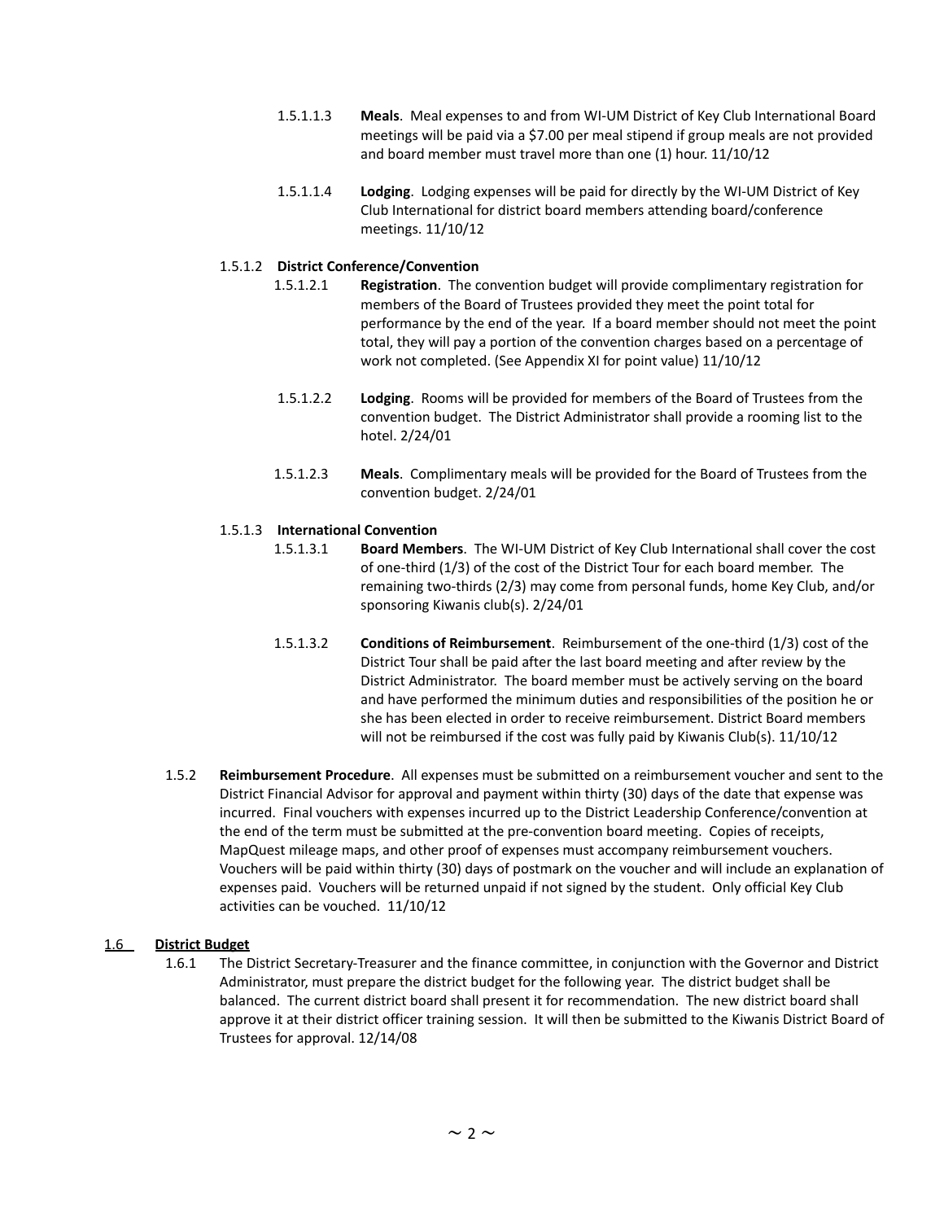1.5.1.1.3 **Meals**. Meal expenses to and from WI-UM District of Key Club International Board meetings will be paid via a $7.00 per meal stipend if group meals are not provided and board member must travel more than one (1) hour. 11/10/12

1.5.1.1.4 **Lodging**. Lodging expenses will be paid for directly by the WI-UM District of Key Club International for district board members attending board/conference meetings. 11/10/12

1.5.1.2 **District Conference/Convention**

1.5.1.2.1 **Registration**. The convention budget will provide complimentary registration for members of the Board of Trustees provided they meet the point total for performance by the end of the year. If a board member should not meet the point total, they will pay a portion of the convention charges based on a percentage of work not completed. (See Appendix XI for point value) 11/10/12

1.5.1.2.2 **Lodging**. Rooms will be provided for members of the Board of Trustees from the convention budget. The District Administrator shall provide a rooming list to the hotel. 2/24/01

1.5.1.2.3 **Meals**. Complimentary meals will be provided for the Board of Trustees from the convention budget. 2/24/01

1.5.1.3 **International Convention**

1.5.1.3.1 **Board Members**. The WI-UM District of Key Club International shall cover the cost of one-third (1/3) of the cost of the District Tour for each board member. The remaining two-thirds (2/3) may come from personal funds, home Key Club, and/or sponsoring Kiwanis club(s). 2/24/01

1.5.1.3.2 **Conditions of Reimbursement**. Reimbursement of the one-third (1/3) cost of the District Tour shall be paid after the last board meeting and after review by the District Administrator. The board member must be actively serving on the board and have performed the minimum duties and responsibilities of the position he or she has been elected in order to receive reimbursement. District Board members will not be reimbursed if the cost was fully paid by Kiwanis Club(s). 11/10/12

1.5.2 **Reimbursement Procedure**. All expenses must be submitted on a reimbursement voucher and sent to the District Financial Advisor for approval and payment within thirty (30) days of the date that expense was incurred. Final vouchers with expenses incurred up to the District Leadership Conference/convention at the end of the term must be submitted at the pre-convention board meeting. Copies of receipts, MapQuest mileage maps, and other proof of expenses must accompany reimbursement vouchers. Vouchers will be paid within thirty (30) days of postmark on the voucher and will include an explanation of expenses paid. Vouchers will be returned unpaid if not signed by the student. Only official Key Club activities can be vouched. 11/10/12

## 1.6 District Budget

1.6.1 The District Secretary-Treasurer and the finance committee, in conjunction with the Governor and District Administrator, must prepare the district budget for the following year. The district budget shall be balanced. The current district board shall present it for recommendation. The new district board shall approve it at their district officer training session. It will then be submitted to the Kiwanis District Board of Trustees for approval. 12/14/08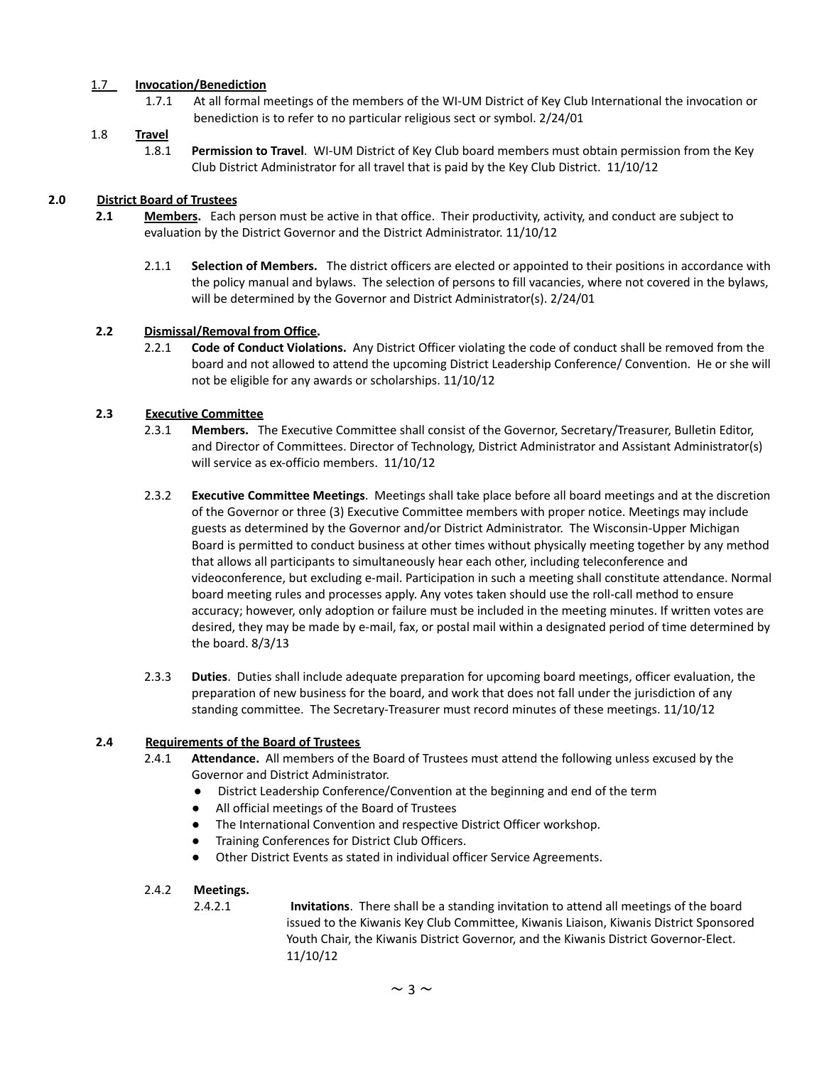### 1.7 Invocation/Benediction

1.7.1 At all formal meetings of the members of the WI-UM District of Key Club International the invocation or benediction is to refer to no particular religious sect or symbol. 2/24/01

### 1.8 Travel

1.8.1 **Permission to Travel**. WI-UM District of Key Club board members must obtain permission from the Key Club District Administrator for all travel that is paid by the Key Club District. 11/10/12

## 2.0 District Board of Trustees

**2.1 Members.** Each person must be active in that office. Their productivity, activity, and conduct are subject to evaluation by the District Governor and the District Administrator. 11/10/12

2.1.1 **Selection of Members.** The district officers are elected or appointed to their positions in accordance with the policy manual and bylaws. The selection of persons to fill vacancies, where not covered in the bylaws, will be determined by the Governor and District Administrator(s). 2/24/01

### 2.2 Dismissal/Removal from Office.

2.2.1 **Code of Conduct Violations.** Any District Officer violating the code of conduct shall be removed from the board and not allowed to attend the upcoming District Leadership Conference/ Convention. He or she will not be eligible for any awards or scholarships. 11/10/12

### 2.3 Executive Committee

2.3.1 **Members.** The Executive Committee shall consist of the Governor, Secretary/Treasurer, Bulletin Editor, and Director of Committees. Director of Technology, District Administrator and Assistant Administrator(s) will service as ex-officio members. 11/10/12

2.3.2 **Executive Committee Meetings**. Meetings shall take place before all board meetings and at the discretion of the Governor or three (3) Executive Committee members with proper notice. Meetings may include guests as determined by the Governor and/or District Administrator. The Wisconsin-Upper Michigan Board is permitted to conduct business at other times without physically meeting together by any method that allows all participants to simultaneously hear each other, including teleconference and videoconference, but excluding e-mail. Participation in such a meeting shall constitute attendance. Normal board meeting rules and processes apply. Any votes taken should use the roll-call method to ensure accuracy; however, only adoption or failure must be included in the meeting minutes. If written votes are desired, they may be made by e-mail, fax, or postal mail within a designated period of time determined by the board. 8/3/13

2.3.3 **Duties**. Duties shall include adequate preparation for upcoming board meetings, officer evaluation, the preparation of new business for the board, and work that does not fall under the jurisdiction of any standing committee. The Secretary-Treasurer must record minutes of these meetings. 11/10/12

### 2.4 Requirements of the Board of Trustees

2.4.1 **Attendance.** All members of the Board of Trustees must attend the following unless excused by the Governor and District Administrator.

- District Leadership Conference/Convention at the beginning and end of the term
- All official meetings of the Board of Trustees
- The International Convention and respective District Officer workshop.
- Training Conferences for District Club Officers.
- Other District Events as stated in individual officer Service Agreements.

2.4.2 **Meetings.**

2.4.2.1 **Invitations**. There shall be a standing invitation to attend all meetings of the board issued to the Kiwanis Key Club Committee, Kiwanis Liaison, Kiwanis District Sponsored Youth Chair, the Kiwanis District Governor, and the Kiwanis District Governor-Elect. 11/10/12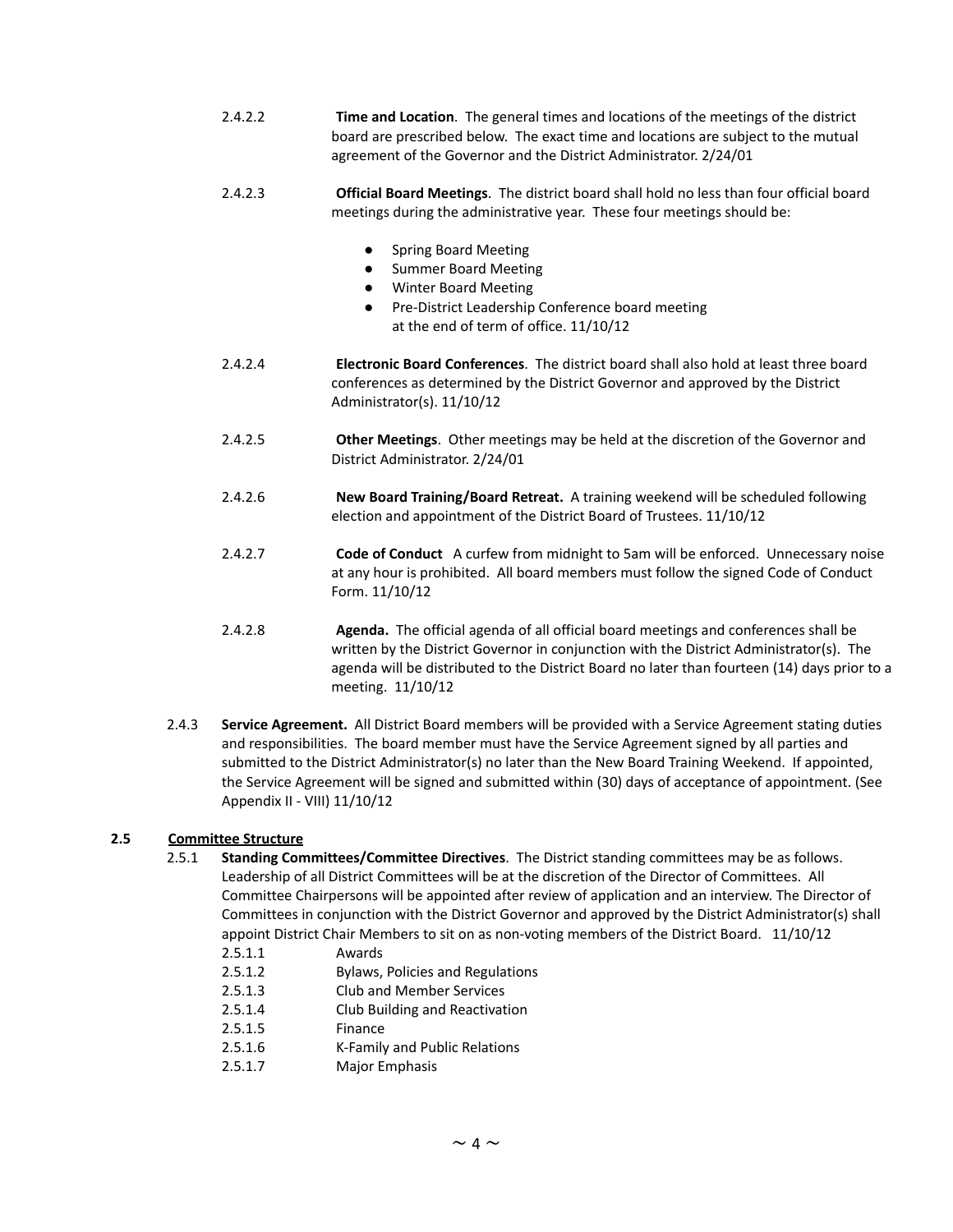2.4.2.2 **Time and Location**. The general times and locations of the meetings of the district board are prescribed below. The exact time and locations are subject to the mutual agreement of the Governor and the District Administrator. 2/24/01

2.4.2.3 **Official Board Meetings**. The district board shall hold no less than four official board meetings during the administrative year. These four meetings should be:

- Spring Board Meeting
- Summer Board Meeting
- Winter Board Meeting
- Pre-District Leadership Conference board meeting at the end of term of office. 11/10/12

2.4.2.4 **Electronic Board Conferences**. The district board shall also hold at least three board conferences as determined by the District Governor and approved by the District Administrator(s). 11/10/12

2.4.2.5 **Other Meetings**. Other meetings may be held at the discretion of the Governor and District Administrator. 2/24/01

2.4.2.6 **New Board Training/Board Retreat.** A training weekend will be scheduled following election and appointment of the District Board of Trustees. 11/10/12

2.4.2.7 **Code of Conduct** A curfew from midnight to 5am will be enforced. Unnecessary noise at any hour is prohibited. All board members must follow the signed Code of Conduct Form. 11/10/12

2.4.2.8 **Agenda.** The official agenda of all official board meetings and conferences shall be written by the District Governor in conjunction with the District Administrator(s). The agenda will be distributed to the District Board no later than fourteen (14) days prior to a meeting. 11/10/12

2.4.3 **Service Agreement.** All District Board members will be provided with a Service Agreement stating duties and responsibilities. The board member must have the Service Agreement signed by all parties and submitted to the District Administrator(s) no later than the New Board Training Weekend. If appointed, the Service Agreement will be signed and submitted within (30) days of acceptance of appointment. (See Appendix II - VIII) 11/10/12

### 2.5 Committee Structure

2.5.1 **Standing Committees/Committee Directives**. The District standing committees may be as follows. Leadership of all District Committees will be at the discretion of the Director of Committees. All Committee Chairpersons will be appointed after review of application and an interview. The Director of Committees in conjunction with the District Governor and approved by the District Administrator(s) shall appoint District Chair Members to sit on as non-voting members of the District Board. 11/10/12

2.5.1.1 Awards
2.5.1.2 Bylaws, Policies and Regulations
2.5.1.3 Club and Member Services
2.5.1.4 Club Building and Reactivation
2.5.1.5 Finance
2.5.1.6 K-Family and Public Relations
2.5.1.7 Major Emphasis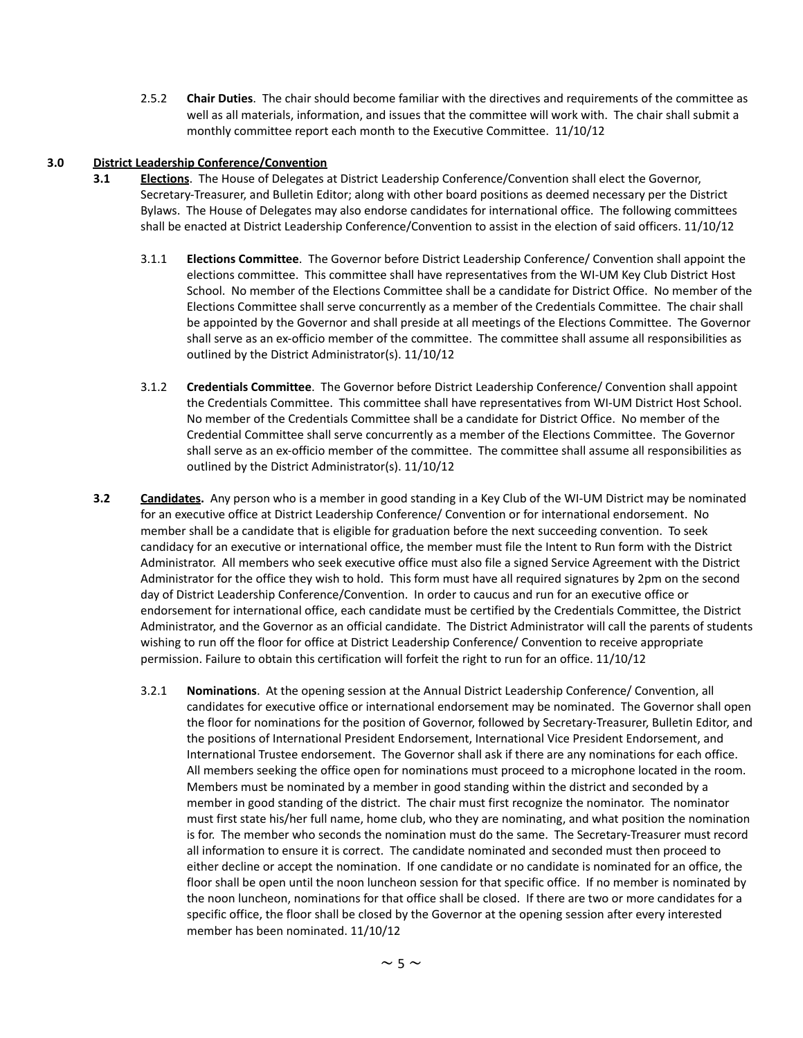2.5.2 **Chair Duties**. The chair should become familiar with the directives and requirements of the committee as well as all materials, information, and issues that the committee will work with. The chair shall submit a monthly committee report each month to the Executive Committee. 11/10/12

## 3.0 District Leadership Conference/Convention

**3.1 Elections**. The House of Delegates at District Leadership Conference/Convention shall elect the Governor, Secretary-Treasurer, and Bulletin Editor; along with other board positions as deemed necessary per the District Bylaws. The House of Delegates may also endorse candidates for international office. The following committees shall be enacted at District Leadership Conference/Convention to assist in the election of said officers. 11/10/12

3.1.1 **Elections Committee**. The Governor before District Leadership Conference/ Convention shall appoint the elections committee. This committee shall have representatives from the WI-UM Key Club District Host School. No member of the Elections Committee shall be a candidate for District Office. No member of the Elections Committee shall serve concurrently as a member of the Credentials Committee. The chair shall be appointed by the Governor and shall preside at all meetings of the Elections Committee. The Governor shall serve as an ex-officio member of the committee. The committee shall assume all responsibilities as outlined by the District Administrator(s). 11/10/12

3.1.2 **Credentials Committee**. The Governor before District Leadership Conference/ Convention shall appoint the Credentials Committee. This committee shall have representatives from WI-UM District Host School. No member of the Credentials Committee shall be a candidate for District Office. No member of the Credential Committee shall serve concurrently as a member of the Elections Committee. The Governor shall serve as an ex-officio member of the committee. The committee shall assume all responsibilities as outlined by the District Administrator(s). 11/10/12

**3.2 Candidates.** Any person who is a member in good standing in a Key Club of the WI-UM District may be nominated for an executive office at District Leadership Conference/ Convention or for international endorsement. No member shall be a candidate that is eligible for graduation before the next succeeding convention. To seek candidacy for an executive or international office, the member must file the Intent to Run form with the District Administrator. All members who seek executive office must also file a signed Service Agreement with the District Administrator for the office they wish to hold. This form must have all required signatures by 2pm on the second day of District Leadership Conference/Convention. In order to caucus and run for an executive office or endorsement for international office, each candidate must be certified by the Credentials Committee, the District Administrator, and the Governor as an official candidate. The District Administrator will call the parents of students wishing to run off the floor for office at District Leadership Conference/ Convention to receive appropriate permission. Failure to obtain this certification will forfeit the right to run for an office. 11/10/12

3.2.1 **Nominations**. At the opening session at the Annual District Leadership Conference/ Convention, all candidates for executive office or international endorsement may be nominated. The Governor shall open the floor for nominations for the position of Governor, followed by Secretary-Treasurer, Bulletin Editor, and the positions of International President Endorsement, International Vice President Endorsement, and International Trustee endorsement. The Governor shall ask if there are any nominations for each office. All members seeking the office open for nominations must proceed to a microphone located in the room. Members must be nominated by a member in good standing within the district and seconded by a member in good standing of the district. The chair must first recognize the nominator. The nominator must first state his/her full name, home club, who they are nominating, and what position the nomination is for. The member who seconds the nomination must do the same. The Secretary-Treasurer must record all information to ensure it is correct. The candidate nominated and seconded must then proceed to either decline or accept the nomination. If one candidate or no candidate is nominated for an office, the floor shall be open until the noon luncheon session for that specific office. If no member is nominated by the noon luncheon, nominations for that office shall be closed. If there are two or more candidates for a specific office, the floor shall be closed by the Governor at the opening session after every interested member has been nominated. 11/10/12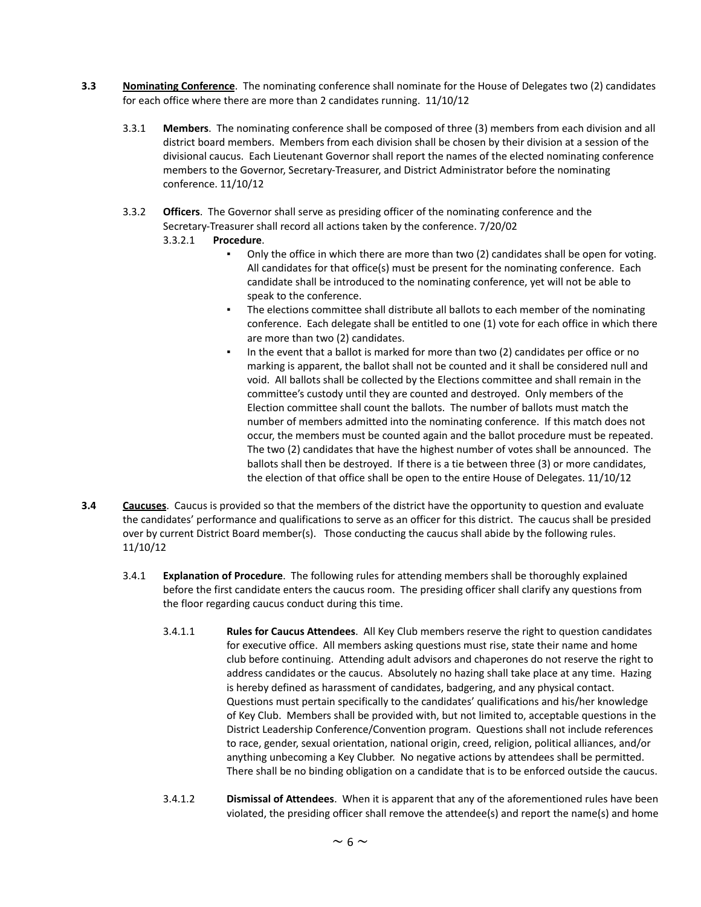**3.3** **<u>Nominating Conference</u>**. The nominating conference shall nominate for the House of Delegates two (2) candidates for each office where there are more than 2 candidates running. 11/10/12

3.3.1 **Members**. The nominating conference shall be composed of three (3) members from each division and all district board members. Members from each division shall be chosen by their division at a session of the divisional caucus. Each Lieutenant Governor shall report the names of the elected nominating conference members to the Governor, Secretary-Treasurer, and District Administrator before the nominating conference. 11/10/12

3.3.2 **Officers**. The Governor shall serve as presiding officer of the nominating conference and the Secretary-Treasurer shall record all actions taken by the conference. 7/20/02

3.3.2.1 **Procedure**.

- Only the office in which there are more than two (2) candidates shall be open for voting. All candidates for that office(s) must be present for the nominating conference. Each candidate shall be introduced to the nominating conference, yet will not be able to speak to the conference.
- The elections committee shall distribute all ballots to each member of the nominating conference. Each delegate shall be entitled to one (1) vote for each office in which there are more than two (2) candidates.
- In the event that a ballot is marked for more than two (2) candidates per office or no marking is apparent, the ballot shall not be counted and it shall be considered null and void. All ballots shall be collected by the Elections committee and shall remain in the committee's custody until they are counted and destroyed. Only members of the Election committee shall count the ballots. The number of ballots must match the number of members admitted into the nominating conference. If this match does not occur, the members must be counted again and the ballot procedure must be repeated. The two (2) candidates that have the highest number of votes shall be announced. The ballots shall then be destroyed. If there is a tie between three (3) or more candidates, the election of that office shall be open to the entire House of Delegates. 11/10/12

**3.4** **<u>Caucuses</u>**. Caucus is provided so that the members of the district have the opportunity to question and evaluate the candidates' performance and qualifications to serve as an officer for this district. The caucus shall be presided over by current District Board member(s). Those conducting the caucus shall abide by the following rules. 11/10/12

3.4.1 **Explanation of Procedure**. The following rules for attending members shall be thoroughly explained before the first candidate enters the caucus room. The presiding officer shall clarify any questions from the floor regarding caucus conduct during this time.

3.4.1.1 **Rules for Caucus Attendees**. All Key Club members reserve the right to question candidates for executive office. All members asking questions must rise, state their name and home club before continuing. Attending adult advisors and chaperones do not reserve the right to address candidates or the caucus. Absolutely no hazing shall take place at any time. Hazing is hereby defined as harassment of candidates, badgering, and any physical contact. Questions must pertain specifically to the candidates' qualifications and his/her knowledge of Key Club. Members shall be provided with, but not limited to, acceptable questions in the District Leadership Conference/Convention program. Questions shall not include references to race, gender, sexual orientation, national origin, creed, religion, political alliances, and/or anything unbecoming a Key Clubber. No negative actions by attendees shall be permitted. There shall be no binding obligation on a candidate that is to be enforced outside the caucus.

3.4.1.2 **Dismissal of Attendees**. When it is apparent that any of the aforementioned rules have been violated, the presiding officer shall remove the attendee(s) and report the name(s) and home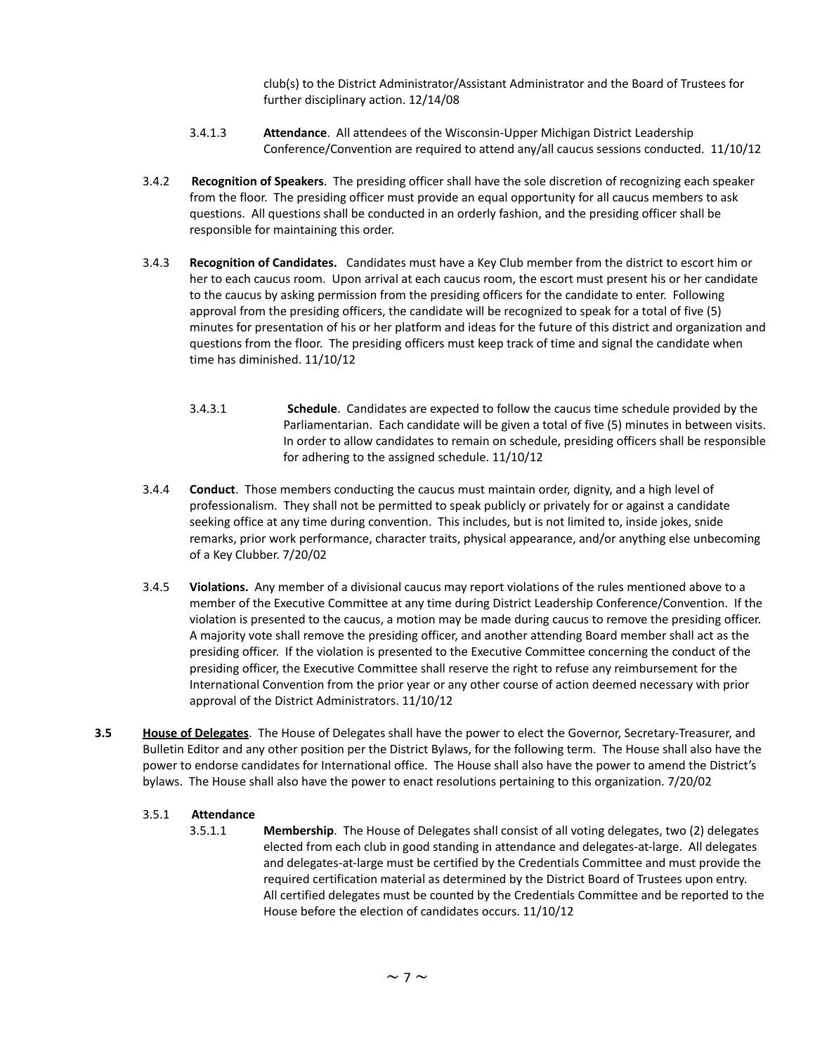club(s) to the District Administrator/Assistant Administrator and the Board of Trustees for further disciplinary action. 12/14/08

3.4.1.3 **Attendance**. All attendees of the Wisconsin-Upper Michigan District Leadership Conference/Convention are required to attend any/all caucus sessions conducted. 11/10/12

3.4.2 **Recognition of Speakers**. The presiding officer shall have the sole discretion of recognizing each speaker from the floor. The presiding officer must provide an equal opportunity for all caucus members to ask questions. All questions shall be conducted in an orderly fashion, and the presiding officer shall be responsible for maintaining this order.

3.4.3 **Recognition of Candidates.** Candidates must have a Key Club member from the district to escort him or her to each caucus room. Upon arrival at each caucus room, the escort must present his or her candidate to the caucus by asking permission from the presiding officers for the candidate to enter. Following approval from the presiding officers, the candidate will be recognized to speak for a total of five (5) minutes for presentation of his or her platform and ideas for the future of this district and organization and questions from the floor. The presiding officers must keep track of time and signal the candidate when time has diminished. 11/10/12

3.4.3.1 **Schedule**. Candidates are expected to follow the caucus time schedule provided by the Parliamentarian. Each candidate will be given a total of five (5) minutes in between visits. In order to allow candidates to remain on schedule, presiding officers shall be responsible for adhering to the assigned schedule. 11/10/12

3.4.4 **Conduct**. Those members conducting the caucus must maintain order, dignity, and a high level of professionalism. They shall not be permitted to speak publicly or privately for or against a candidate seeking office at any time during convention. This includes, but is not limited to, inside jokes, snide remarks, prior work performance, character traits, physical appearance, and/or anything else unbecoming of a Key Clubber. 7/20/02

3.4.5 **Violations.** Any member of a divisional caucus may report violations of the rules mentioned above to a member of the Executive Committee at any time during District Leadership Conference/Convention. If the violation is presented to the caucus, a motion may be made during caucus to remove the presiding officer. A majority vote shall remove the presiding officer, and another attending Board member shall act as the presiding officer. If the violation is presented to the Executive Committee concerning the conduct of the presiding officer, the Executive Committee shall reserve the right to refuse any reimbursement for the International Convention from the prior year or any other course of action deemed necessary with prior approval of the District Administrators. 11/10/12

**3.5** **House of Delegates**. The House of Delegates shall have the power to elect the Governor, Secretary-Treasurer, and Bulletin Editor and any other position per the District Bylaws, for the following term. The House shall also have the power to endorse candidates for International office. The House shall also have the power to amend the District's bylaws. The House shall also have the power to enact resolutions pertaining to this organization. 7/20/02

3.5.1 **Attendance**

3.5.1.1 **Membership**. The House of Delegates shall consist of all voting delegates, two (2) delegates elected from each club in good standing in attendance and delegates-at-large. All delegates and delegates-at-large must be certified by the Credentials Committee and must provide the required certification material as determined by the District Board of Trustees upon entry. All certified delegates must be counted by the Credentials Committee and be reported to the House before the election of candidates occurs. 11/10/12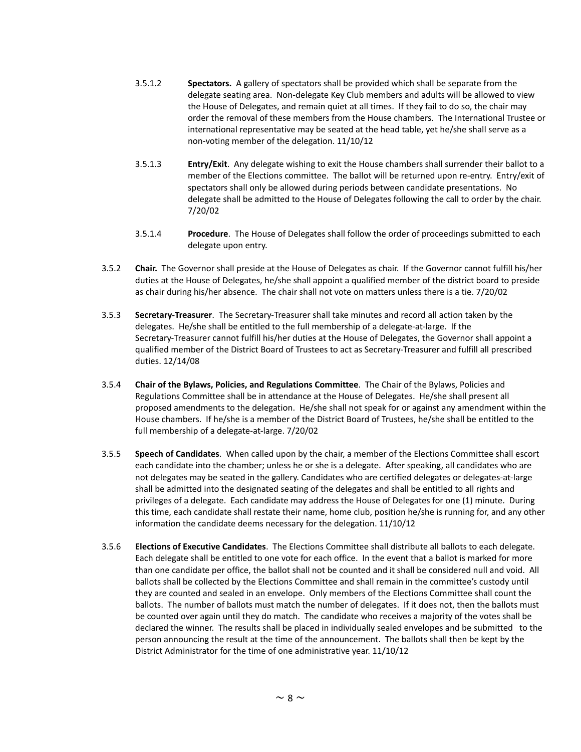3.5.1.2 **Spectators.** A gallery of spectators shall be provided which shall be separate from the delegate seating area. Non-delegate Key Club members and adults will be allowed to view the House of Delegates, and remain quiet at all times. If they fail to do so, the chair may order the removal of these members from the House chambers. The International Trustee or international representative may be seated at the head table, yet he/she shall serve as a non-voting member of the delegation. 11/10/12

3.5.1.3 **Entry/Exit**. Any delegate wishing to exit the House chambers shall surrender their ballot to a member of the Elections committee. The ballot will be returned upon re-entry. Entry/exit of spectators shall only be allowed during periods between candidate presentations. No delegate shall be admitted to the House of Delegates following the call to order by the chair. 7/20/02

3.5.1.4 **Procedure**. The House of Delegates shall follow the order of proceedings submitted to each delegate upon entry.

3.5.2 **Chair.** The Governor shall preside at the House of Delegates as chair. If the Governor cannot fulfill his/her duties at the House of Delegates, he/she shall appoint a qualified member of the district board to preside as chair during his/her absence. The chair shall not vote on matters unless there is a tie. 7/20/02

3.5.3 **Secretary-Treasurer**. The Secretary-Treasurer shall take minutes and record all action taken by the delegates. He/she shall be entitled to the full membership of a delegate-at-large. If the Secretary-Treasurer cannot fulfill his/her duties at the House of Delegates, the Governor shall appoint a qualified member of the District Board of Trustees to act as Secretary-Treasurer and fulfill all prescribed duties. 12/14/08

3.5.4 **Chair of the Bylaws, Policies, and Regulations Committee**. The Chair of the Bylaws, Policies and Regulations Committee shall be in attendance at the House of Delegates. He/she shall present all proposed amendments to the delegation. He/she shall not speak for or against any amendment within the House chambers. If he/she is a member of the District Board of Trustees, he/she shall be entitled to the full membership of a delegate-at-large. 7/20/02

3.5.5 **Speech of Candidates**. When called upon by the chair, a member of the Elections Committee shall escort each candidate into the chamber; unless he or she is a delegate. After speaking, all candidates who are not delegates may be seated in the gallery. Candidates who are certified delegates or delegates-at-large shall be admitted into the designated seating of the delegates and shall be entitled to all rights and privileges of a delegate. Each candidate may address the House of Delegates for one (1) minute. During this time, each candidate shall restate their name, home club, position he/she is running for, and any other information the candidate deems necessary for the delegation. 11/10/12

3.5.6 **Elections of Executive Candidates**. The Elections Committee shall distribute all ballots to each delegate. Each delegate shall be entitled to one vote for each office. In the event that a ballot is marked for more than one candidate per office, the ballot shall not be counted and it shall be considered null and void. All ballots shall be collected by the Elections Committee and shall remain in the committee's custody until they are counted and sealed in an envelope. Only members of the Elections Committee shall count the ballots. The number of ballots must match the number of delegates. If it does not, then the ballots must be counted over again until they do match. The candidate who receives a majority of the votes shall be declared the winner. The results shall be placed in individually sealed envelopes and be submitted to the person announcing the result at the time of the announcement. The ballots shall then be kept by the District Administrator for the time of one administrative year. 11/10/12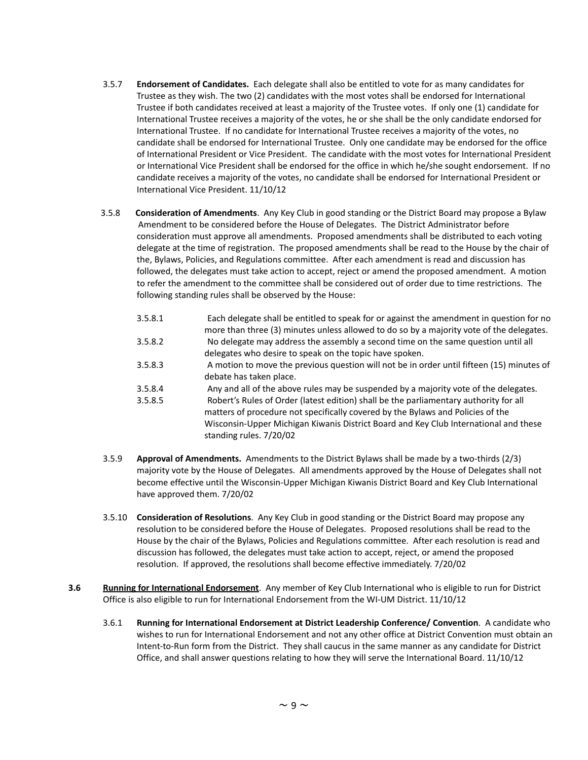3.5.7 **Endorsement of Candidates.** Each delegate shall also be entitled to vote for as many candidates for Trustee as they wish. The two (2) candidates with the most votes shall be endorsed for International Trustee if both candidates received at least a majority of the Trustee votes. If only one (1) candidate for International Trustee receives a majority of the votes, he or she shall be the only candidate endorsed for International Trustee. If no candidate for International Trustee receives a majority of the votes, no candidate shall be endorsed for International Trustee. Only one candidate may be endorsed for the office of International President or Vice President. The candidate with the most votes for International President or International Vice President shall be endorsed for the office in which he/she sought endorsement. If no candidate receives a majority of the votes, no candidate shall be endorsed for International President or International Vice President. 11/10/12

3.5.8 **Consideration of Amendments**. Any Key Club in good standing or the District Board may propose a Bylaw Amendment to be considered before the House of Delegates. The District Administrator before consideration must approve all amendments. Proposed amendments shall be distributed to each voting delegate at the time of registration. The proposed amendments shall be read to the House by the chair of the, Bylaws, Policies, and Regulations committee. After each amendment is read and discussion has followed, the delegates must take action to accept, reject or amend the proposed amendment. A motion to refer the amendment to the committee shall be considered out of order due to time restrictions. The following standing rules shall be observed by the House:

3.5.8.1 Each delegate shall be entitled to speak for or against the amendment in question for no more than three (3) minutes unless allowed to do so by a majority vote of the delegates.

3.5.8.2 No delegate may address the assembly a second time on the same question until all delegates who desire to speak on the topic have spoken.

3.5.8.3 A motion to move the previous question will not be in order until fifteen (15) minutes of debate has taken place.

3.5.8.4 Any and all of the above rules may be suspended by a majority vote of the delegates.

3.5.8.5 Robert's Rules of Order (latest edition) shall be the parliamentary authority for all matters of procedure not specifically covered by the Bylaws and Policies of the Wisconsin-Upper Michigan Kiwanis District Board and Key Club International and these standing rules. 7/20/02

3.5.9 **Approval of Amendments.** Amendments to the District Bylaws shall be made by a two-thirds (2/3) majority vote by the House of Delegates. All amendments approved by the House of Delegates shall not become effective until the Wisconsin-Upper Michigan Kiwanis District Board and Key Club International have approved them. 7/20/02

3.5.10 **Consideration of Resolutions**. Any Key Club in good standing or the District Board may propose any resolution to be considered before the House of Delegates. Proposed resolutions shall be read to the House by the chair of the Bylaws, Policies and Regulations committee. After each resolution is read and discussion has followed, the delegates must take action to accept, reject, or amend the proposed resolution. If approved, the resolutions shall become effective immediately. 7/20/02

**3.6** **Running for International Endorsement**. Any member of Key Club International who is eligible to run for District Office is also eligible to run for International Endorsement from the WI-UM District. 11/10/12

3.6.1 **Running for International Endorsement at District Leadership Conference/ Convention**. A candidate who wishes to run for International Endorsement and not any other office at District Convention must obtain an Intent-to-Run form from the District. They shall caucus in the same manner as any candidate for District Office, and shall answer questions relating to how they will serve the International Board. 11/10/12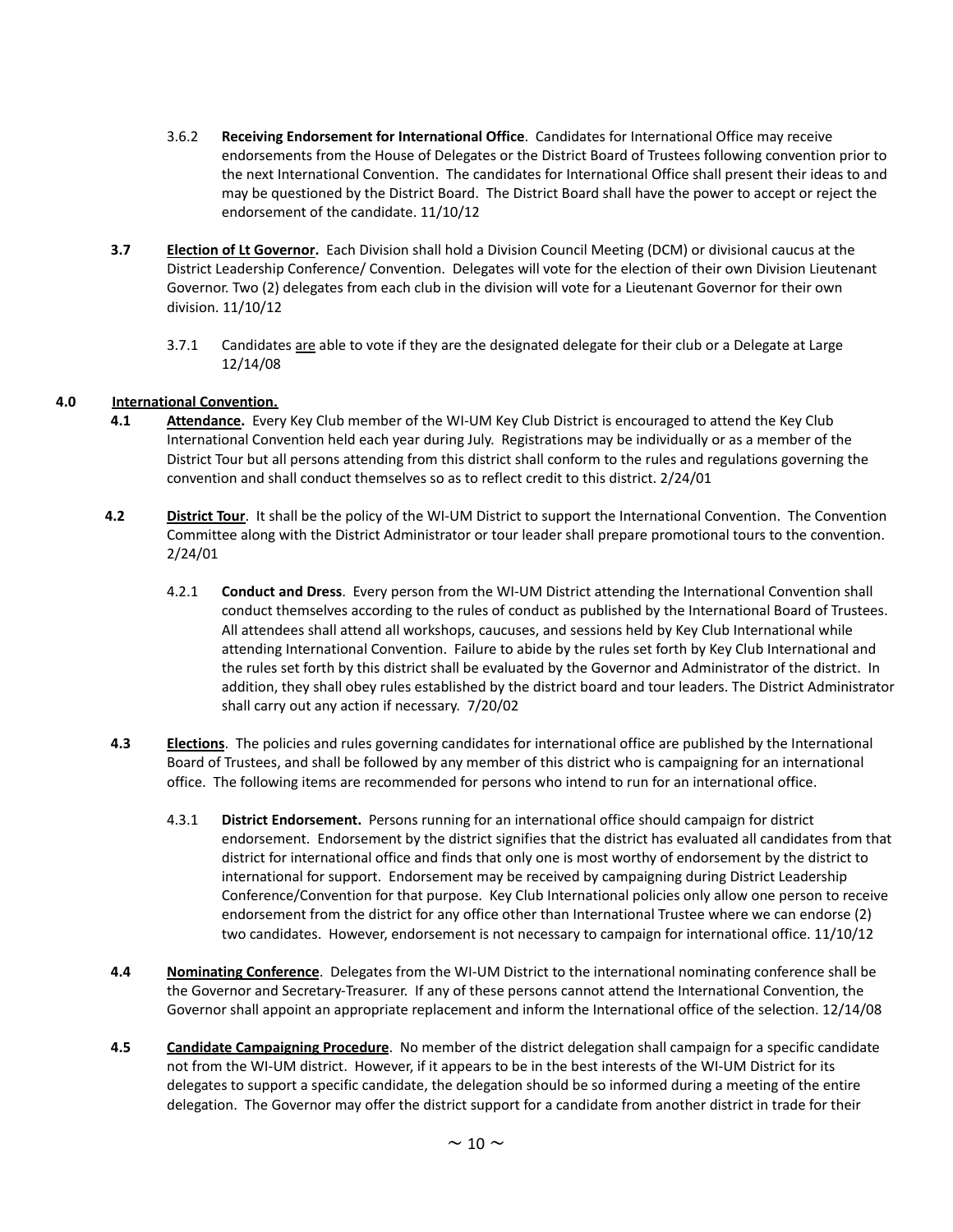3.6.2 **Receiving Endorsement for International Office**. Candidates for International Office may receive endorsements from the House of Delegates or the District Board of Trustees following convention prior to the next International Convention. The candidates for International Office shall present their ideas to and may be questioned by the District Board. The District Board shall have the power to accept or reject the endorsement of the candidate. 11/10/12

**3.7 <u>Election of Lt Governor</u>.** Each Division shall hold a Division Council Meeting (DCM) or divisional caucus at the District Leadership Conference/ Convention. Delegates will vote for the election of their own Division Lieutenant Governor. Two (2) delegates from each club in the division will vote for a Lieutenant Governor for their own division. 11/10/12

3.7.1 Candidates <u>are</u> able to vote if they are the designated delegate for their club or a Delegate at Large 12/14/08

## 4.0 <u>International Convention.</u>

**4.1 <u>Attendance</u>.** Every Key Club member of the WI-UM Key Club District is encouraged to attend the Key Club International Convention held each year during July. Registrations may be individually or as a member of the District Tour but all persons attending from this district shall conform to the rules and regulations governing the convention and shall conduct themselves so as to reflect credit to this district. 2/24/01

**4.2 <u>District Tour</u>**. It shall be the policy of the WI-UM District to support the International Convention. The Convention Committee along with the District Administrator or tour leader shall prepare promotional tours to the convention. 2/24/01

4.2.1 **Conduct and Dress**. Every person from the WI-UM District attending the International Convention shall conduct themselves according to the rules of conduct as published by the International Board of Trustees. All attendees shall attend all workshops, caucuses, and sessions held by Key Club International while attending International Convention. Failure to abide by the rules set forth by Key Club International and the rules set forth by this district shall be evaluated by the Governor and Administrator of the district. In addition, they shall obey rules established by the district board and tour leaders. The District Administrator shall carry out any action if necessary. 7/20/02

**4.3 <u>Elections</u>**. The policies and rules governing candidates for international office are published by the International Board of Trustees, and shall be followed by any member of this district who is campaigning for an international office. The following items are recommended for persons who intend to run for an international office.

4.3.1 **District Endorsement.** Persons running for an international office should campaign for district endorsement. Endorsement by the district signifies that the district has evaluated all candidates from that district for international office and finds that only one is most worthy of endorsement by the district to international for support. Endorsement may be received by campaigning during District Leadership Conference/Convention for that purpose. Key Club International policies only allow one person to receive endorsement from the district for any office other than International Trustee where we can endorse (2) two candidates. However, endorsement is not necessary to campaign for international office. 11/10/12

**4.4 <u>Nominating Conference</u>**. Delegates from the WI-UM District to the international nominating conference shall be the Governor and Secretary-Treasurer. If any of these persons cannot attend the International Convention, the Governor shall appoint an appropriate replacement and inform the International office of the selection. 12/14/08

**4.5 <u>Candidate Campaigning Procedure</u>**. No member of the district delegation shall campaign for a specific candidate not from the WI-UM district. However, if it appears to be in the best interests of the WI-UM District for its delegates to support a specific candidate, the delegation should be so informed during a meeting of the entire delegation. The Governor may offer the district support for a candidate from another district in trade for their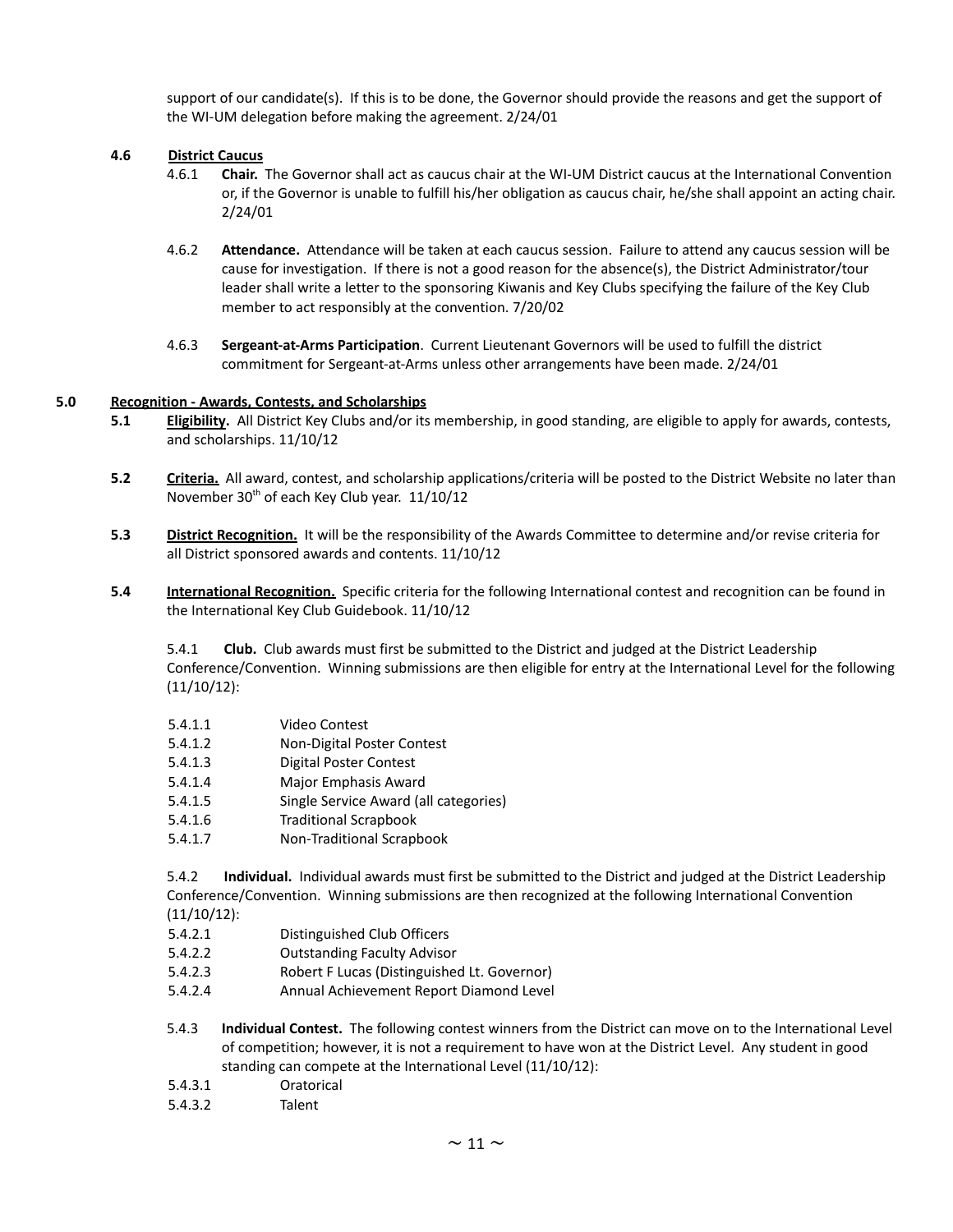support of our candidate(s). If this is to be done, the Governor should provide the reasons and get the support of the WI-UM delegation before making the agreement. 2/24/01

**4.6 District Caucus**

4.6.1 **Chair.** The Governor shall act as caucus chair at the WI-UM District caucus at the International Convention or, if the Governor is unable to fulfill his/her obligation as caucus chair, he/she shall appoint an acting chair. 2/24/01

4.6.2 **Attendance.** Attendance will be taken at each caucus session. Failure to attend any caucus session will be cause for investigation. If there is not a good reason for the absence(s), the District Administrator/tour leader shall write a letter to the sponsoring Kiwanis and Key Clubs specifying the failure of the Key Club member to act responsibly at the convention. 7/20/02

4.6.3 **Sergeant-at-Arms Participation**. Current Lieutenant Governors will be used to fulfill the district commitment for Sergeant-at-Arms unless other arrangements have been made. 2/24/01

## 5.0 Recognition - Awards, Contests, and Scholarships

**5.1 Eligibility.** All District Key Clubs and/or its membership, in good standing, are eligible to apply for awards, contests, and scholarships. 11/10/12

**5.2 Criteria.** All award, contest, and scholarship applications/criteria will be posted to the District Website no later than November 30th of each Key Club year. 11/10/12

**5.3 District Recognition.** It will be the responsibility of the Awards Committee to determine and/or revise criteria for all District sponsored awards and contents. 11/10/12

**5.4 International Recognition.** Specific criteria for the following International contest and recognition can be found in the International Key Club Guidebook. 11/10/12

5.4.1 **Club.** Club awards must first be submitted to the District and judged at the District Leadership Conference/Convention. Winning submissions are then eligible for entry at the International Level for the following (11/10/12):

- 5.4.1.1 Video Contest
- 5.4.1.2 Non-Digital Poster Contest
- 5.4.1.3 Digital Poster Contest
- 5.4.1.4 Major Emphasis Award
- 5.4.1.5 Single Service Award (all categories)
- 5.4.1.6 Traditional Scrapbook
- 5.4.1.7 Non-Traditional Scrapbook

5.4.2 **Individual.** Individual awards must first be submitted to the District and judged at the District Leadership Conference/Convention. Winning submissions are then recognized at the following International Convention (11/10/12):

- 5.4.2.1 Distinguished Club Officers
- 5.4.2.2 Outstanding Faculty Advisor
- 5.4.2.3 Robert F Lucas (Distinguished Lt. Governor)
- 5.4.2.4 Annual Achievement Report Diamond Level

5.4.3 **Individual Contest.** The following contest winners from the District can move on to the International Level of competition; however, it is not a requirement to have won at the District Level. Any student in good standing can compete at the International Level (11/10/12):

- 5.4.3.1 Oratorical
- 5.4.3.2 Talent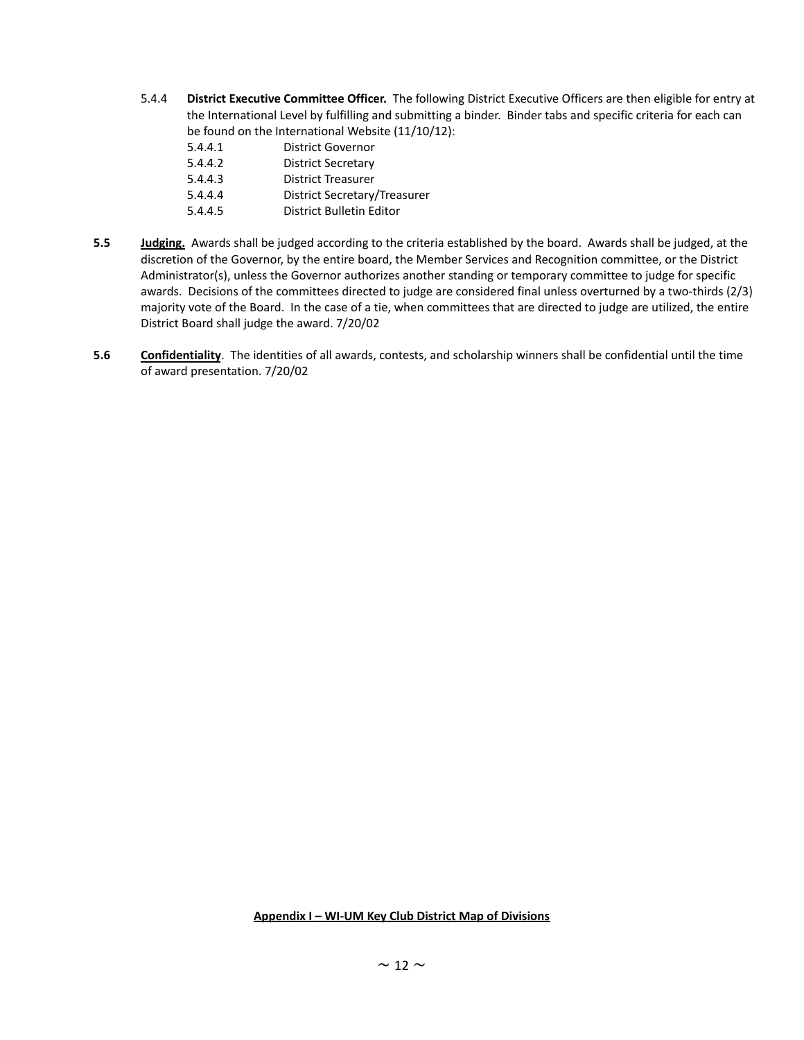5.4.4 **District Executive Committee Officer.** The following District Executive Officers are then eligible for entry at the International Level by fulfilling and submitting a binder. Binder tabs and specific criteria for each can be found on the International Website (11/10/12):

- 5.4.4.1 District Governor
- 5.4.4.2 District Secretary
- 5.4.4.3 District Treasurer
- 5.4.4.4 District Secretary/Treasurer
- 5.4.4.5 District Bulletin Editor

**5.5** **Judging.** Awards shall be judged according to the criteria established by the board. Awards shall be judged, at the discretion of the Governor, by the entire board, the Member Services and Recognition committee, or the District Administrator(s), unless the Governor authorizes another standing or temporary committee to judge for specific awards. Decisions of the committees directed to judge are considered final unless overturned by a two-thirds (2/3) majority vote of the Board. In the case of a tie, when committees that are directed to judge are utilized, the entire District Board shall judge the award. 7/20/02

**5.6** **Confidentiality**. The identities of all awards, contests, and scholarship winners shall be confidential until the time of award presentation. 7/20/02

**Appendix I – WI-UM Key Club District Map of Divisions**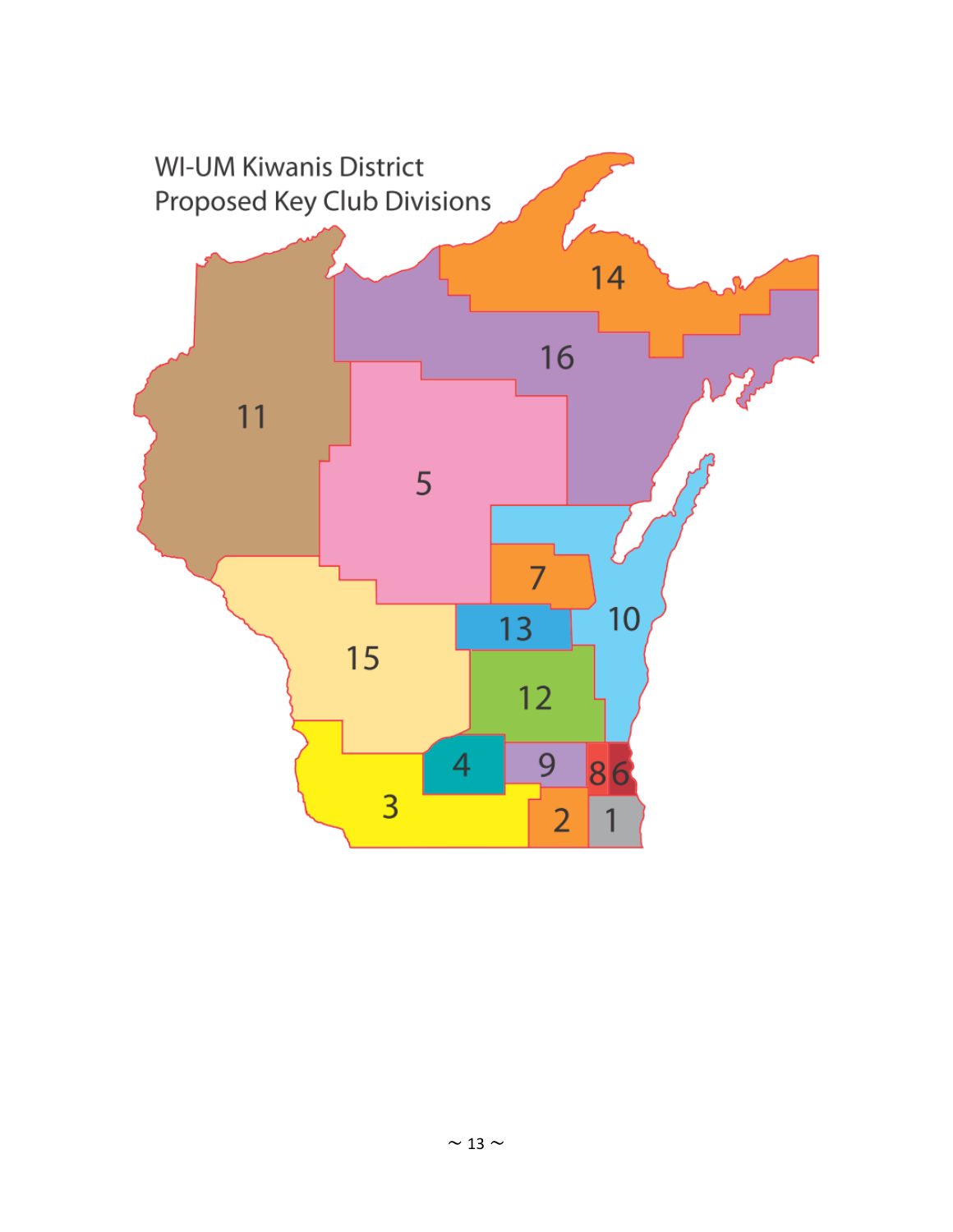WI-UM Kiwanis District
Proposed Key Club Divisions

14

16

11

5

7

10

13

15

12

4

9

8

6

3

2

1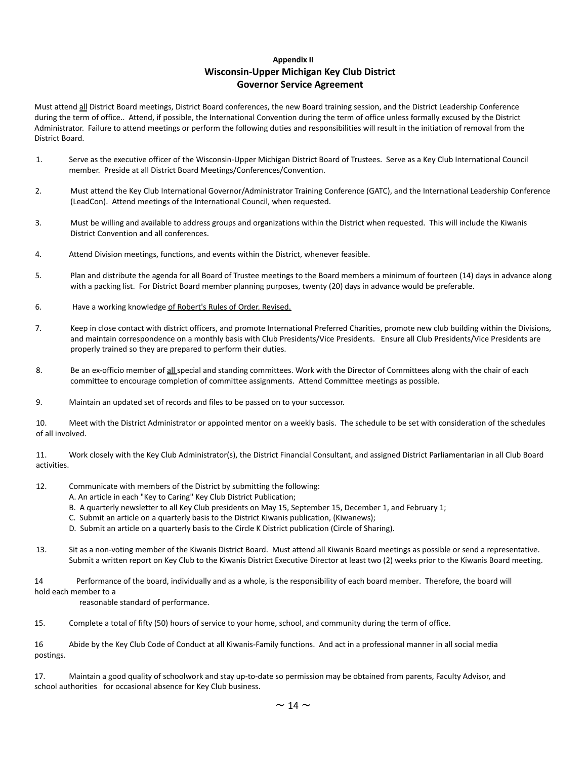**Appendix II**

## Wisconsin-Upper Michigan Key Club District
## Governor Service Agreement

Must attend all District Board meetings, District Board conferences, the new Board training session, and the District Leadership Conference during the term of office.. Attend, if possible, the International Convention during the term of office unless formally excused by the District Administrator. Failure to attend meetings or perform the following duties and responsibilities will result in the initiation of removal from the District Board.

1. Serve as the executive officer of the Wisconsin-Upper Michigan District Board of Trustees. Serve as a Key Club International Council member. Preside at all District Board Meetings/Conferences/Convention.

2. Must attend the Key Club International Governor/Administrator Training Conference (GATC), and the International Leadership Conference (LeadCon). Attend meetings of the International Council, when requested.

3. Must be willing and available to address groups and organizations within the District when requested. This will include the Kiwanis District Convention and all conferences.

4. Attend Division meetings, functions, and events within the District, whenever feasible.

5. Plan and distribute the agenda for all Board of Trustee meetings to the Board members a minimum of fourteen (14) days in advance along with a packing list. For District Board member planning purposes, twenty (20) days in advance would be preferable.

6. Have a working knowledge of Robert's Rules of Order, Revised.

7. Keep in close contact with district officers, and promote International Preferred Charities, promote new club building within the Divisions, and maintain correspondence on a monthly basis with Club Presidents/Vice Presidents. Ensure all Club Presidents/Vice Presidents are properly trained so they are prepared to perform their duties.

8. Be an ex-officio member of all special and standing committees. Work with the Director of Committees along with the chair of each committee to encourage completion of committee assignments. Attend Committee meetings as possible.

9. Maintain an updated set of records and files to be passed on to your successor.

10. Meet with the District Administrator or appointed mentor on a weekly basis. The schedule to be set with consideration of the schedules of all involved.

11. Work closely with the Key Club Administrator(s), the District Financial Consultant, and assigned District Parliamentarian in all Club Board activities.

12. Communicate with members of the District by submitting the following:
    A. An article in each "Key to Caring" Key Club District Publication;
    B. A quarterly newsletter to all Key Club presidents on May 15, September 15, December 1, and February 1;
    C. Submit an article on a quarterly basis to the District Kiwanis publication, (Kiwanews);
    D. Submit an article on a quarterly basis to the Circle K District publication (Circle of Sharing).

13. Sit as a non-voting member of the Kiwanis District Board. Must attend all Kiwanis Board meetings as possible or send a representative. Submit a written report on Key Club to the Kiwanis District Executive Director at least two (2) weeks prior to the Kiwanis Board meeting.

14. Performance of the board, individually and as a whole, is the responsibility of each board member. Therefore, the board will hold each member to a reasonable standard of performance.

15. Complete a total of fifty (50) hours of service to your home, school, and community during the term of office.

16. Abide by the Key Club Code of Conduct at all Kiwanis-Family functions. And act in a professional manner in all social media postings.

17. Maintain a good quality of schoolwork and stay up-to-date so permission may be obtained from parents, Faculty Advisor, and school authorities for occasional absence for Key Club business.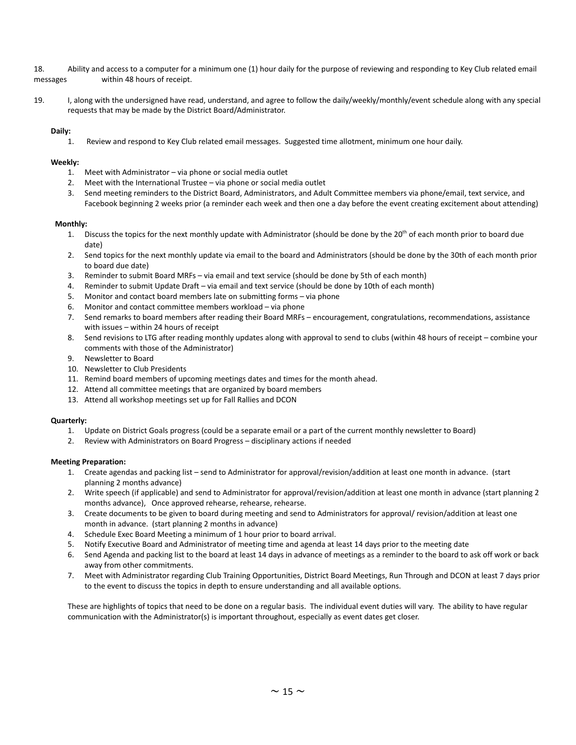18. Ability and access to a computer for a minimum one (1) hour daily for the purpose of reviewing and responding to Key Club related email messages within 48 hours of receipt.

19. I, along with the undersigned have read, understand, and agree to follow the daily/weekly/monthly/event schedule along with any special requests that may be made by the District Board/Administrator.

**Daily:**

1. Review and respond to Key Club related email messages. Suggested time allotment, minimum one hour daily.

**Weekly:**

1. Meet with Administrator – via phone or social media outlet
2. Meet with the International Trustee – via phone or social media outlet
3. Send meeting reminders to the District Board, Administrators, and Adult Committee members via phone/email, text service, and Facebook beginning 2 weeks prior (a reminder each week and then one a day before the event creating excitement about attending)

**Monthly:**

1. Discuss the topics for the next monthly update with Administrator (should be done by the 20th of each month prior to board due date)
2. Send topics for the next monthly update via email to the board and Administrators (should be done by the 30th of each month prior to board due date)
3. Reminder to submit Board MRFs – via email and text service (should be done by 5th of each month)
4. Reminder to submit Update Draft – via email and text service (should be done by 10th of each month)
5. Monitor and contact board members late on submitting forms – via phone
6. Monitor and contact committee members workload – via phone
7. Send remarks to board members after reading their Board MRFs – encouragement, congratulations, recommendations, assistance with issues – within 24 hours of receipt
8. Send revisions to LTG after reading monthly updates along with approval to send to clubs (within 48 hours of receipt – combine your comments with those of the Administrator)
9. Newsletter to Board
10. Newsletter to Club Presidents
11. Remind board members of upcoming meetings dates and times for the month ahead.
12. Attend all committee meetings that are organized by board members
13. Attend all workshop meetings set up for Fall Rallies and DCON

**Quarterly:**

1. Update on District Goals progress (could be a separate email or a part of the current monthly newsletter to Board)
2. Review with Administrators on Board Progress – disciplinary actions if needed

**Meeting Preparation:**

1. Create agendas and packing list – send to Administrator for approval/revision/addition at least one month in advance. (start planning 2 months advance)
2. Write speech (if applicable) and send to Administrator for approval/revision/addition at least one month in advance (start planning 2 months advance), Once approved rehearse, rehearse, rehearse.
3. Create documents to be given to board during meeting and send to Administrators for approval/ revision/addition at least one month in advance. (start planning 2 months in advance)
4. Schedule Exec Board Meeting a minimum of 1 hour prior to board arrival.
5. Notify Executive Board and Administrator of meeting time and agenda at least 14 days prior to the meeting date
6. Send Agenda and packing list to the board at least 14 days in advance of meetings as a reminder to the board to ask off work or back away from other commitments.
7. Meet with Administrator regarding Club Training Opportunities, District Board Meetings, Run Through and DCON at least 7 days prior to the event to discuss the topics in depth to ensure understanding and all available options.

These are highlights of topics that need to be done on a regular basis. The individual event duties will vary. The ability to have regular communication with the Administrator(s) is important throughout, especially as event dates get closer.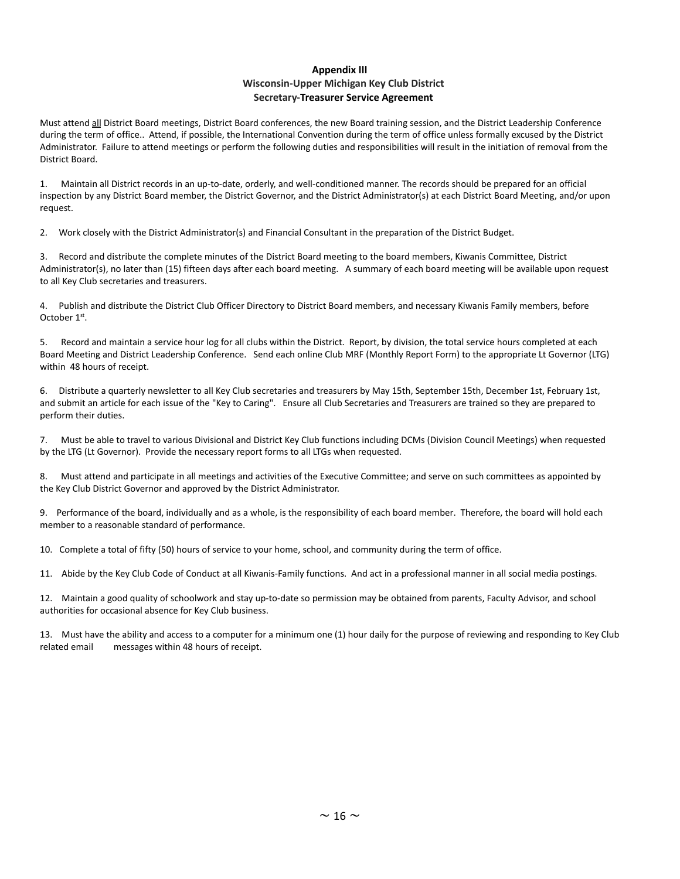**Appendix III**
**Wisconsin-Upper Michigan Key Club District**
**Secretary-Treasurer Service Agreement**

Must attend all District Board meetings, District Board conferences, the new Board training session, and the District Leadership Conference during the term of office.. Attend, if possible, the International Convention during the term of office unless formally excused by the District Administrator. Failure to attend meetings or perform the following duties and responsibilities will result in the initiation of removal from the District Board.

1. Maintain all District records in an up-to-date, orderly, and well-conditioned manner. The records should be prepared for an official inspection by any District Board member, the District Governor, and the District Administrator(s) at each District Board Meeting, and/or upon request.

2. Work closely with the District Administrator(s) and Financial Consultant in the preparation of the District Budget.

3. Record and distribute the complete minutes of the District Board meeting to the board members, Kiwanis Committee, District Administrator(s), no later than (15) fifteen days after each board meeting. A summary of each board meeting will be available upon request to all Key Club secretaries and treasurers.

4. Publish and distribute the District Club Officer Directory to District Board members, and necessary Kiwanis Family members, before October 1st.

5. Record and maintain a service hour log for all clubs within the District. Report, by division, the total service hours completed at each Board Meeting and District Leadership Conference. Send each online Club MRF (Monthly Report Form) to the appropriate Lt Governor (LTG) within 48 hours of receipt.

6. Distribute a quarterly newsletter to all Key Club secretaries and treasurers by May 15th, September 15th, December 1st, February 1st, and submit an article for each issue of the "Key to Caring". Ensure all Club Secretaries and Treasurers are trained so they are prepared to perform their duties.

7. Must be able to travel to various Divisional and District Key Club functions including DCMs (Division Council Meetings) when requested by the LTG (Lt Governor). Provide the necessary report forms to all LTGs when requested.

8. Must attend and participate in all meetings and activities of the Executive Committee; and serve on such committees as appointed by the Key Club District Governor and approved by the District Administrator.

9. Performance of the board, individually and as a whole, is the responsibility of each board member. Therefore, the board will hold each member to a reasonable standard of performance.

10. Complete a total of fifty (50) hours of service to your home, school, and community during the term of office.

11. Abide by the Key Club Code of Conduct at all Kiwanis-Family functions. And act in a professional manner in all social media postings.

12. Maintain a good quality of schoolwork and stay up-to-date so permission may be obtained from parents, Faculty Advisor, and school authorities for occasional absence for Key Club business.

13. Must have the ability and access to a computer for a minimum one (1) hour daily for the purpose of reviewing and responding to Key Club related email messages within 48 hours of receipt.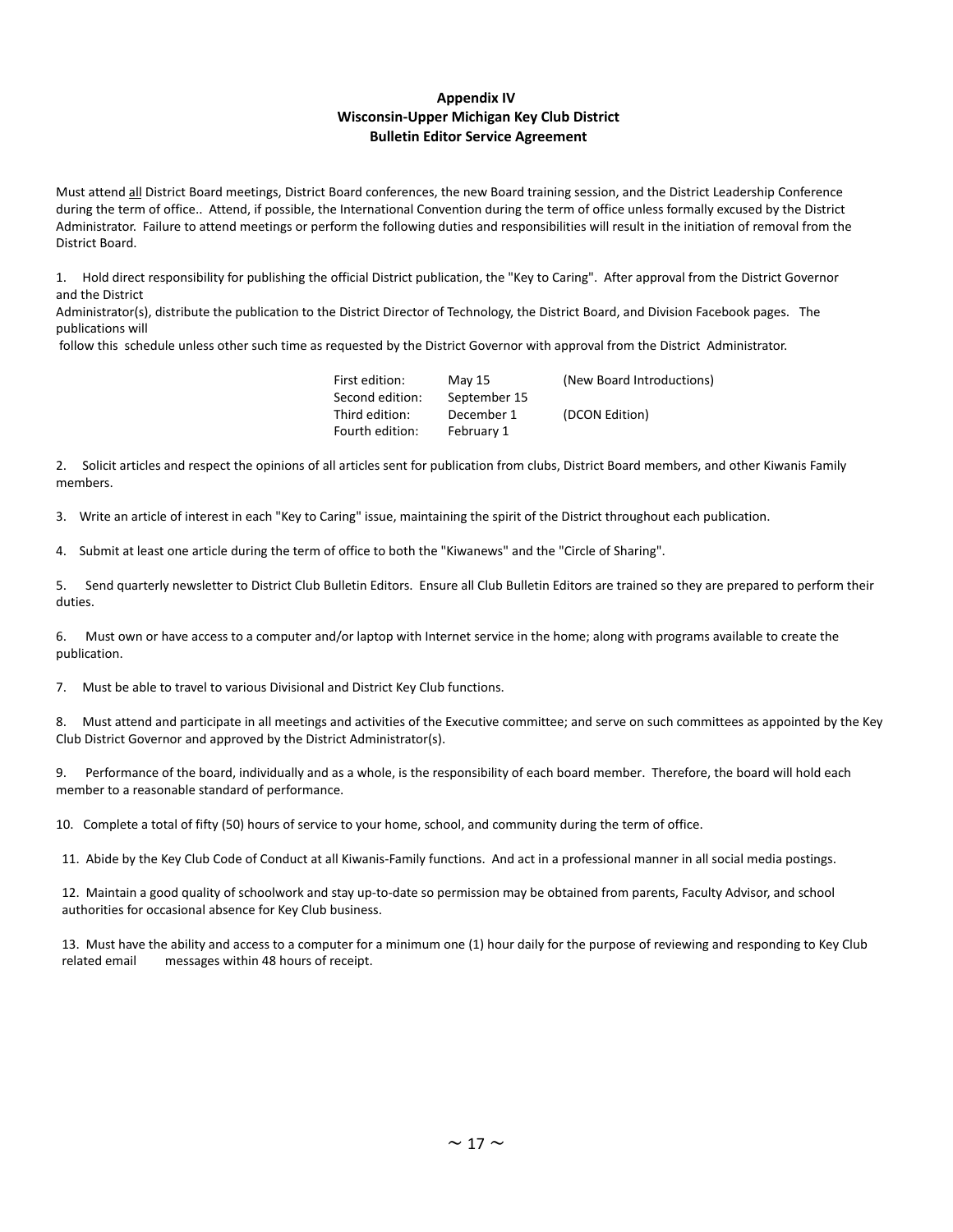**Appendix IV**
**Wisconsin-Upper Michigan Key Club District**
**Bulletin Editor Service Agreement**

Must attend <u>all</u> District Board meetings, District Board conferences, the new Board training session, and the District Leadership Conference during the term of office.. Attend, if possible, the International Convention during the term of office unless formally excused by the District Administrator. Failure to attend meetings or perform the following duties and responsibilities will result in the initiation of removal from the District Board.

1. Hold direct responsibility for publishing the official District publication, the "Key to Caring". After approval from the District Governor and the District Administrator(s), distribute the publication to the District Director of Technology, the District Board, and Division Facebook pages. The publications will follow this schedule unless other such time as requested by the District Governor with approval from the District Administrator.

| | | |
|---|---|---|
| First edition: | May 15 | (New Board Introductions) |
| Second edition: | September 15 | |
| Third edition: | December 1 | (DCON Edition) |
| Fourth edition: | February 1 | |

2. Solicit articles and respect the opinions of all articles sent for publication from clubs, District Board members, and other Kiwanis Family members.

3. Write an article of interest in each "Key to Caring" issue, maintaining the spirit of the District throughout each publication.

4. Submit at least one article during the term of office to both the "Kiwanews" and the "Circle of Sharing".

5. Send quarterly newsletter to District Club Bulletin Editors. Ensure all Club Bulletin Editors are trained so they are prepared to perform their duties.

6. Must own or have access to a computer and/or laptop with Internet service in the home; along with programs available to create the publication.

7. Must be able to travel to various Divisional and District Key Club functions.

8. Must attend and participate in all meetings and activities of the Executive committee; and serve on such committees as appointed by the Key Club District Governor and approved by the District Administrator(s).

9. Performance of the board, individually and as a whole, is the responsibility of each board member. Therefore, the board will hold each member to a reasonable standard of performance.

10. Complete a total of fifty (50) hours of service to your home, school, and community during the term of office.

11. Abide by the Key Club Code of Conduct at all Kiwanis-Family functions. And act in a professional manner in all social media postings.

12. Maintain a good quality of schoolwork and stay up-to-date so permission may be obtained from parents, Faculty Advisor, and school authorities for occasional absence for Key Club business.

13. Must have the ability and access to a computer for a minimum one (1) hour daily for the purpose of reviewing and responding to Key Club related email messages within 48 hours of receipt.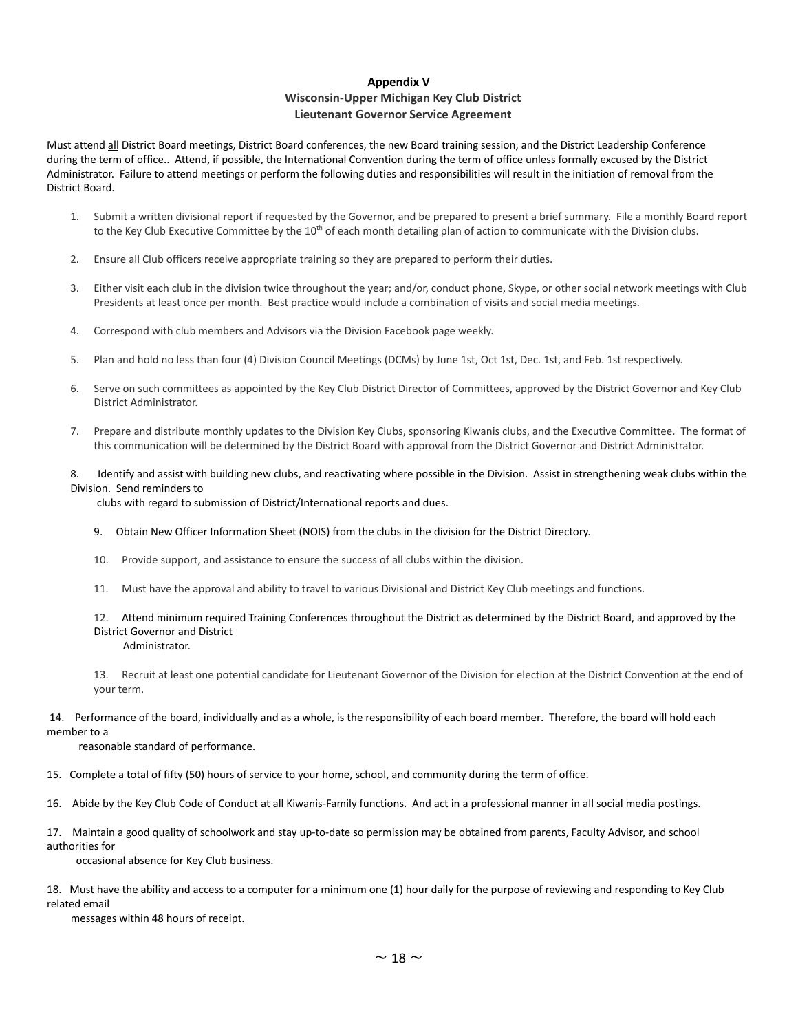**Appendix V**
**Wisconsin-Upper Michigan Key Club District**
**Lieutenant Governor Service Agreement**

Must attend <u>all</u> District Board meetings, District Board conferences, the new Board training session, and the District Leadership Conference during the term of office.. Attend, if possible, the International Convention during the term of office unless formally excused by the District Administrator. Failure to attend meetings or perform the following duties and responsibilities will result in the initiation of removal from the District Board.

1. Submit a written divisional report if requested by the Governor, and be prepared to present a brief summary. File a monthly Board report to the Key Club Executive Committee by the 10th of each month detailing plan of action to communicate with the Division clubs.

2. Ensure all Club officers receive appropriate training so they are prepared to perform their duties.

3. Either visit each club in the division twice throughout the year; and/or, conduct phone, Skype, or other social network meetings with Club Presidents at least once per month. Best practice would include a combination of visits and social media meetings.

4. Correspond with club members and Advisors via the Division Facebook page weekly.

5. Plan and hold no less than four (4) Division Council Meetings (DCMs) by June 1st, Oct 1st, Dec. 1st, and Feb. 1st respectively.

6. Serve on such committees as appointed by the Key Club District Director of Committees, approved by the District Governor and Key Club District Administrator.

7. Prepare and distribute monthly updates to the Division Key Clubs, sponsoring Kiwanis clubs, and the Executive Committee. The format of this communication will be determined by the District Board with approval from the District Governor and District Administrator.

8. Identify and assist with building new clubs, and reactivating where possible in the Division. Assist in strengthening weak clubs within the Division. Send reminders to clubs with regard to submission of District/International reports and dues.

9. Obtain New Officer Information Sheet (NOIS) from the clubs in the division for the District Directory.

10. Provide support, and assistance to ensure the success of all clubs within the division.

11. Must have the approval and ability to travel to various Divisional and District Key Club meetings and functions.

12. Attend minimum required Training Conferences throughout the District as determined by the District Board, and approved by the District Governor and District Administrator.

13. Recruit at least one potential candidate for Lieutenant Governor of the Division for election at the District Convention at the end of your term.

14. Performance of the board, individually and as a whole, is the responsibility of each board member. Therefore, the board will hold each member to a reasonable standard of performance.

15. Complete a total of fifty (50) hours of service to your home, school, and community during the term of office.

16. Abide by the Key Club Code of Conduct at all Kiwanis-Family functions. And act in a professional manner in all social media postings.

17. Maintain a good quality of schoolwork and stay up-to-date so permission may be obtained from parents, Faculty Advisor, and school authorities for occasional absence for Key Club business.

18. Must have the ability and access to a computer for a minimum one (1) hour daily for the purpose of reviewing and responding to Key Club related email messages within 48 hours of receipt.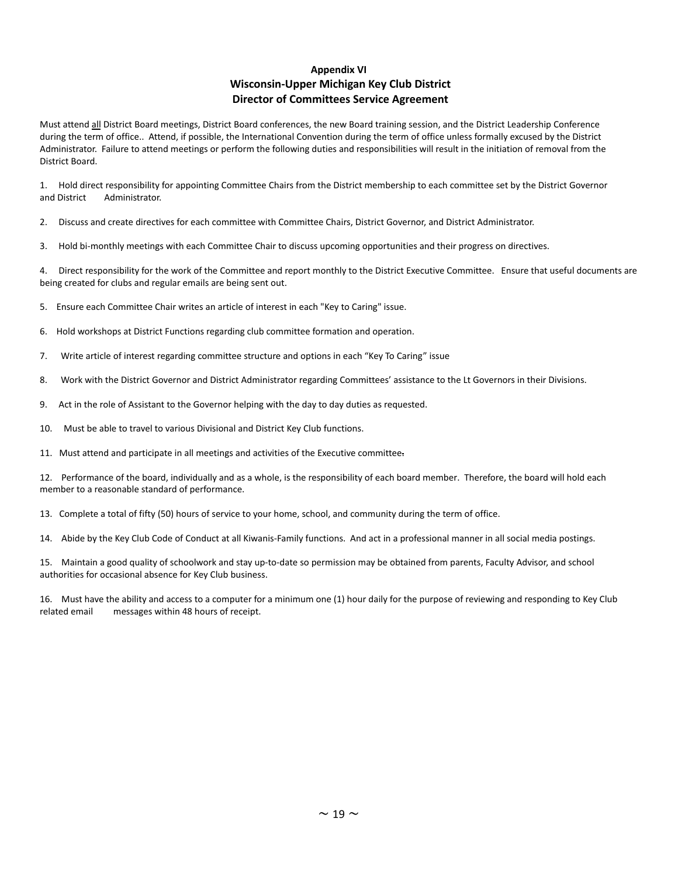**Appendix VI**

## Wisconsin-Upper Michigan Key Club District
## Director of Committees Service Agreement

Must attend <u>all</u> District Board meetings, District Board conferences, the new Board training session, and the District Leadership Conference during the term of office.. Attend, if possible, the International Convention during the term of office unless formally excused by the District Administrator. Failure to attend meetings or perform the following duties and responsibilities will result in the initiation of removal from the District Board.

1. Hold direct responsibility for appointing Committee Chairs from the District membership to each committee set by the District Governor and District Administrator.

2. Discuss and create directives for each committee with Committee Chairs, District Governor, and District Administrator.

3. Hold bi-monthly meetings with each Committee Chair to discuss upcoming opportunities and their progress on directives.

4. Direct responsibility for the work of the Committee and report monthly to the District Executive Committee. Ensure that useful documents are being created for clubs and regular emails are being sent out.

5. Ensure each Committee Chair writes an article of interest in each "Key to Caring" issue.

6. Hold workshops at District Functions regarding club committee formation and operation.

7. Write article of interest regarding committee structure and options in each “Key To Caring” issue

8. Work with the District Governor and District Administrator regarding Committees’ assistance to the Lt Governors in their Divisions.

9. Act in the role of Assistant to the Governor helping with the day to day duties as requested.

10. Must be able to travel to various Divisional and District Key Club functions.

11. Must attend and participate in all meetings and activities of the Executive committee.

12. Performance of the board, individually and as a whole, is the responsibility of each board member. Therefore, the board will hold each member to a reasonable standard of performance.

13. Complete a total of fifty (50) hours of service to your home, school, and community during the term of office.

14. Abide by the Key Club Code of Conduct at all Kiwanis-Family functions. And act in a professional manner in all social media postings.

15. Maintain a good quality of schoolwork and stay up-to-date so permission may be obtained from parents, Faculty Advisor, and school authorities for occasional absence for Key Club business.

16. Must have the ability and access to a computer for a minimum one (1) hour daily for the purpose of reviewing and responding to Key Club related email messages within 48 hours of receipt.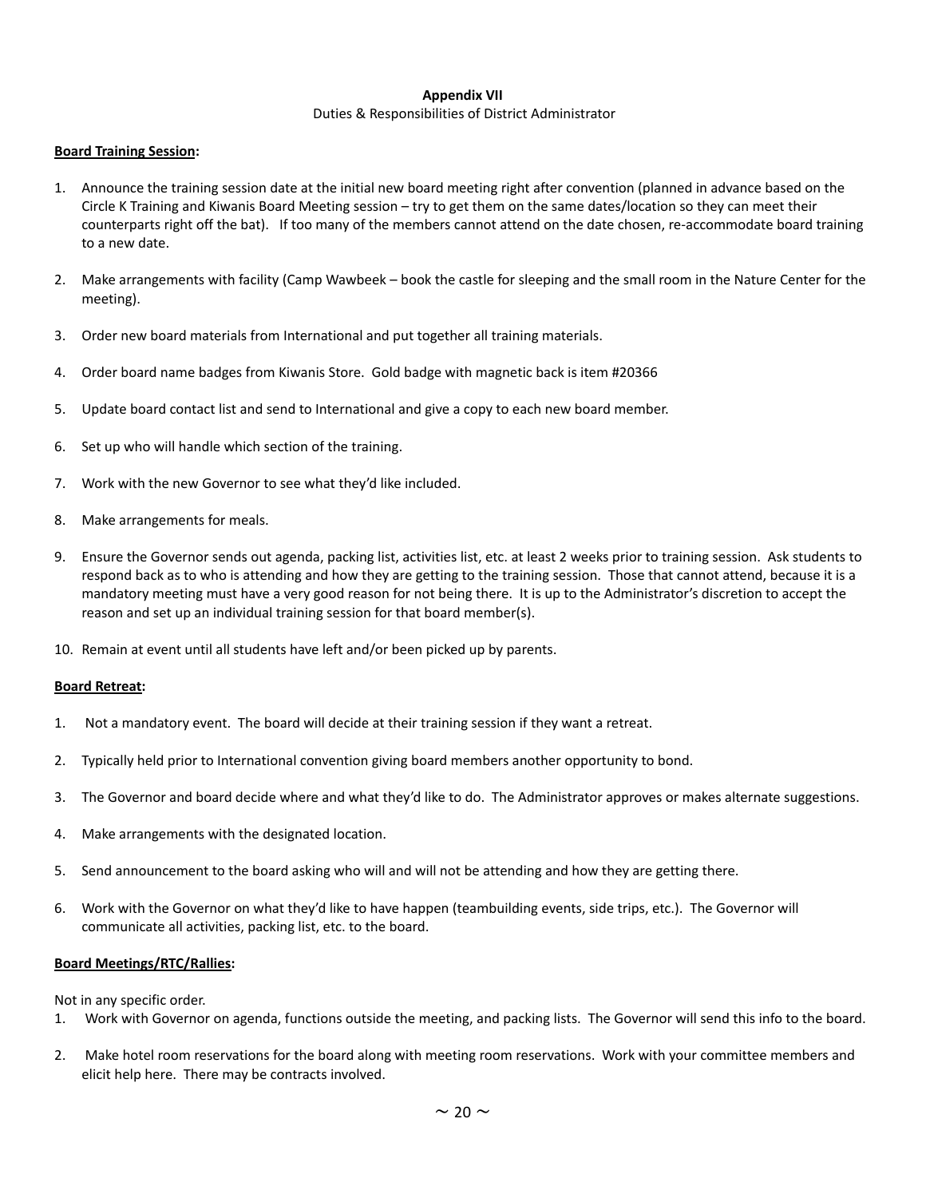**Appendix VII**

Duties & Responsibilities of District Administrator

**Board Training Session:**

1. Announce the training session date at the initial new board meeting right after convention (planned in advance based on the Circle K Training and Kiwanis Board Meeting session – try to get them on the same dates/location so they can meet their counterparts right off the bat). If too many of the members cannot attend on the date chosen, re-accommodate board training to a new date.

2. Make arrangements with facility (Camp Wawbeek – book the castle for sleeping and the small room in the Nature Center for the meeting).

3. Order new board materials from International and put together all training materials.

4. Order board name badges from Kiwanis Store. Gold badge with magnetic back is item #20366

5. Update board contact list and send to International and give a copy to each new board member.

6. Set up who will handle which section of the training.

7. Work with the new Governor to see what they'd like included.

8. Make arrangements for meals.

9. Ensure the Governor sends out agenda, packing list, activities list, etc. at least 2 weeks prior to training session. Ask students to respond back as to who is attending and how they are getting to the training session. Those that cannot attend, because it is a mandatory meeting must have a very good reason for not being there. It is up to the Administrator's discretion to accept the reason and set up an individual training session for that board member(s).

10. Remain at event until all students have left and/or been picked up by parents.

**Board Retreat:**

1. Not a mandatory event. The board will decide at their training session if they want a retreat.

2. Typically held prior to International convention giving board members another opportunity to bond.

3. The Governor and board decide where and what they'd like to do. The Administrator approves or makes alternate suggestions.

4. Make arrangements with the designated location.

5. Send announcement to the board asking who will and will not be attending and how they are getting there.

6. Work with the Governor on what they'd like to have happen (teambuilding events, side trips, etc.). The Governor will communicate all activities, packing list, etc. to the board.

**Board Meetings/RTC/Rallies:**

Not in any specific order.

1. Work with Governor on agenda, functions outside the meeting, and packing lists. The Governor will send this info to the board.

2. Make hotel room reservations for the board along with meeting room reservations. Work with your committee members and elicit help here. There may be contracts involved.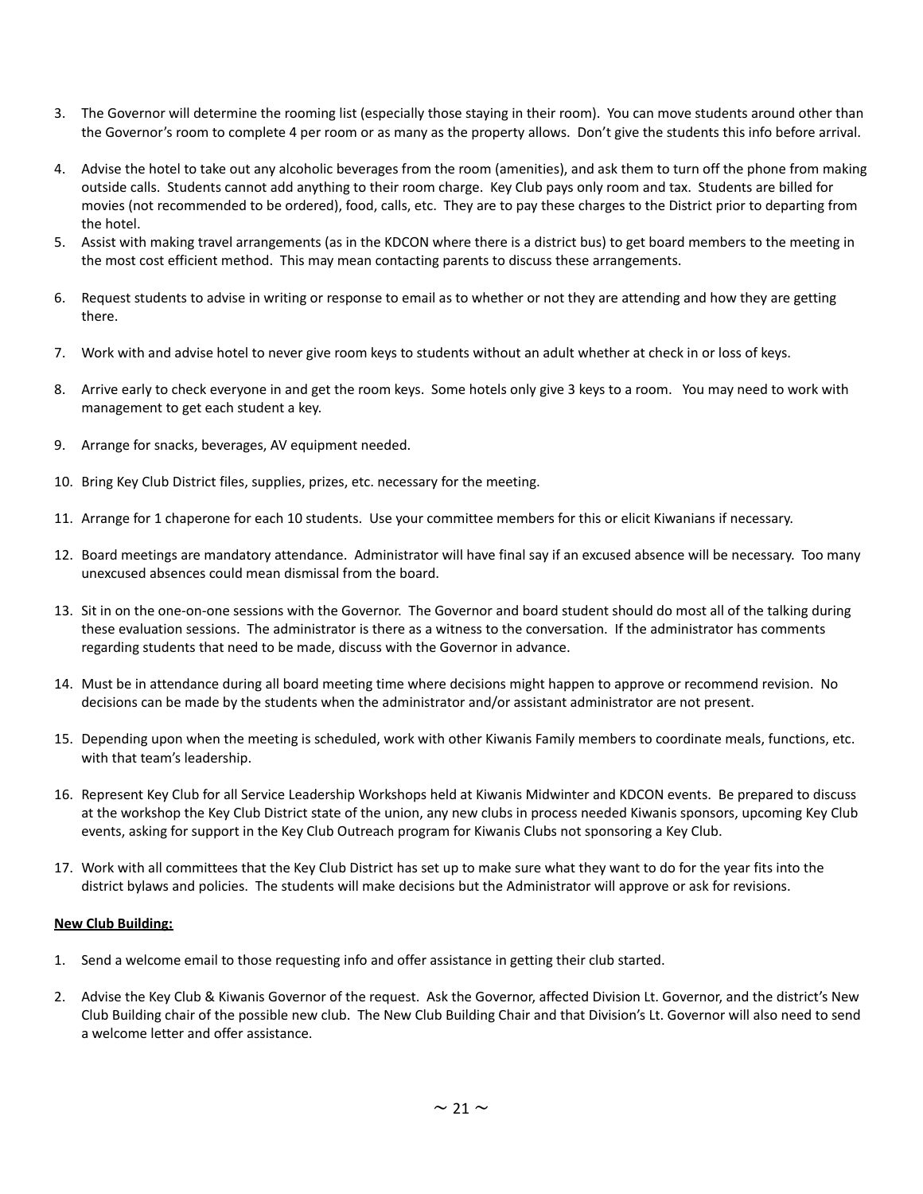3. The Governor will determine the rooming list (especially those staying in their room). You can move students around other than the Governor's room to complete 4 per room or as many as the property allows. Don't give the students this info before arrival.

4. Advise the hotel to take out any alcoholic beverages from the room (amenities), and ask them to turn off the phone from making outside calls. Students cannot add anything to their room charge. Key Club pays only room and tax. Students are billed for movies (not recommended to be ordered), food, calls, etc. They are to pay these charges to the District prior to departing from the hotel.
5. Assist with making travel arrangements (as in the KDCON where there is a district bus) to get board members to the meeting in the most cost efficient method. This may mean contacting parents to discuss these arrangements.

6. Request students to advise in writing or response to email as to whether or not they are attending and how they are getting there.

7. Work with and advise hotel to never give room keys to students without an adult whether at check in or loss of keys.

8. Arrive early to check everyone in and get the room keys. Some hotels only give 3 keys to a room. You may need to work with management to get each student a key.

9. Arrange for snacks, beverages, AV equipment needed.

10. Bring Key Club District files, supplies, prizes, etc. necessary for the meeting.

11. Arrange for 1 chaperone for each 10 students. Use your committee members for this or elicit Kiwanians if necessary.

12. Board meetings are mandatory attendance. Administrator will have final say if an excused absence will be necessary. Too many unexcused absences could mean dismissal from the board.

13. Sit in on the one-on-one sessions with the Governor. The Governor and board student should do most all of the talking during these evaluation sessions. The administrator is there as a witness to the conversation. If the administrator has comments regarding students that need to be made, discuss with the Governor in advance.

14. Must be in attendance during all board meeting time where decisions might happen to approve or recommend revision. No decisions can be made by the students when the administrator and/or assistant administrator are not present.

15. Depending upon when the meeting is scheduled, work with other Kiwanis Family members to coordinate meals, functions, etc. with that team's leadership.

16. Represent Key Club for all Service Leadership Workshops held at Kiwanis Midwinter and KDCON events. Be prepared to discuss at the workshop the Key Club District state of the union, any new clubs in process needed Kiwanis sponsors, upcoming Key Club events, asking for support in the Key Club Outreach program for Kiwanis Clubs not sponsoring a Key Club.

17. Work with all committees that the Key Club District has set up to make sure what they want to do for the year fits into the district bylaws and policies. The students will make decisions but the Administrator will approve or ask for revisions.

**New Club Building:**

1. Send a welcome email to those requesting info and offer assistance in getting their club started.

2. Advise the Key Club & Kiwanis Governor of the request. Ask the Governor, affected Division Lt. Governor, and the district's New Club Building chair of the possible new club. The New Club Building Chair and that Division's Lt. Governor will also need to send a welcome letter and offer assistance.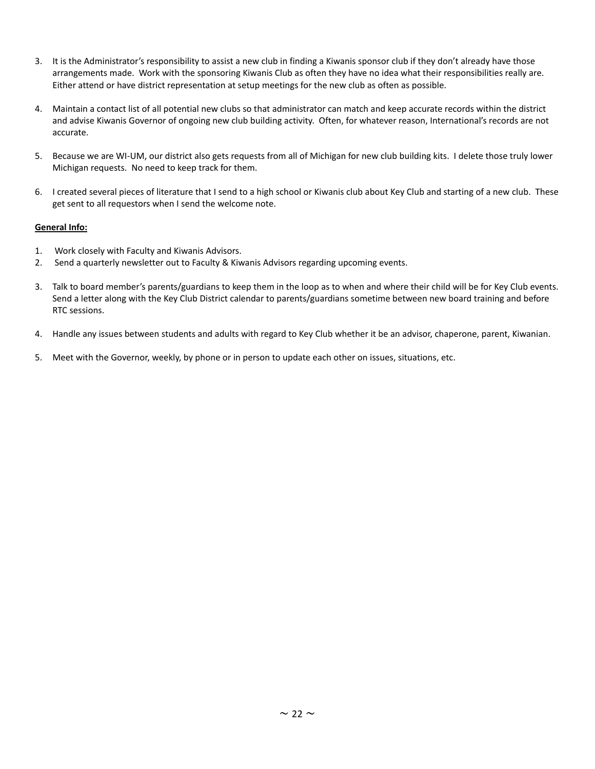3. It is the Administrator's responsibility to assist a new club in finding a Kiwanis sponsor club if they don't already have those arrangements made. Work with the sponsoring Kiwanis Club as often they have no idea what their responsibilities really are. Either attend or have district representation at setup meetings for the new club as often as possible.

4. Maintain a contact list of all potential new clubs so that administrator can match and keep accurate records within the district and advise Kiwanis Governor of ongoing new club building activity. Often, for whatever reason, International's records are not accurate.

5. Because we are WI-UM, our district also gets requests from all of Michigan for new club building kits. I delete those truly lower Michigan requests. No need to keep track for them.

6. I created several pieces of literature that I send to a high school or Kiwanis club about Key Club and starting of a new club. These get sent to all requestors when I send the welcome note.

**General Info:**

1. Work closely with Faculty and Kiwanis Advisors.
2. Send a quarterly newsletter out to Faculty & Kiwanis Advisors regarding upcoming events.

3. Talk to board member's parents/guardians to keep them in the loop as to when and where their child will be for Key Club events. Send a letter along with the Key Club District calendar to parents/guardians sometime between new board training and before RTC sessions.

4. Handle any issues between students and adults with regard to Key Club whether it be an advisor, chaperone, parent, Kiwanian.

5. Meet with the Governor, weekly, by phone or in person to update each other on issues, situations, etc.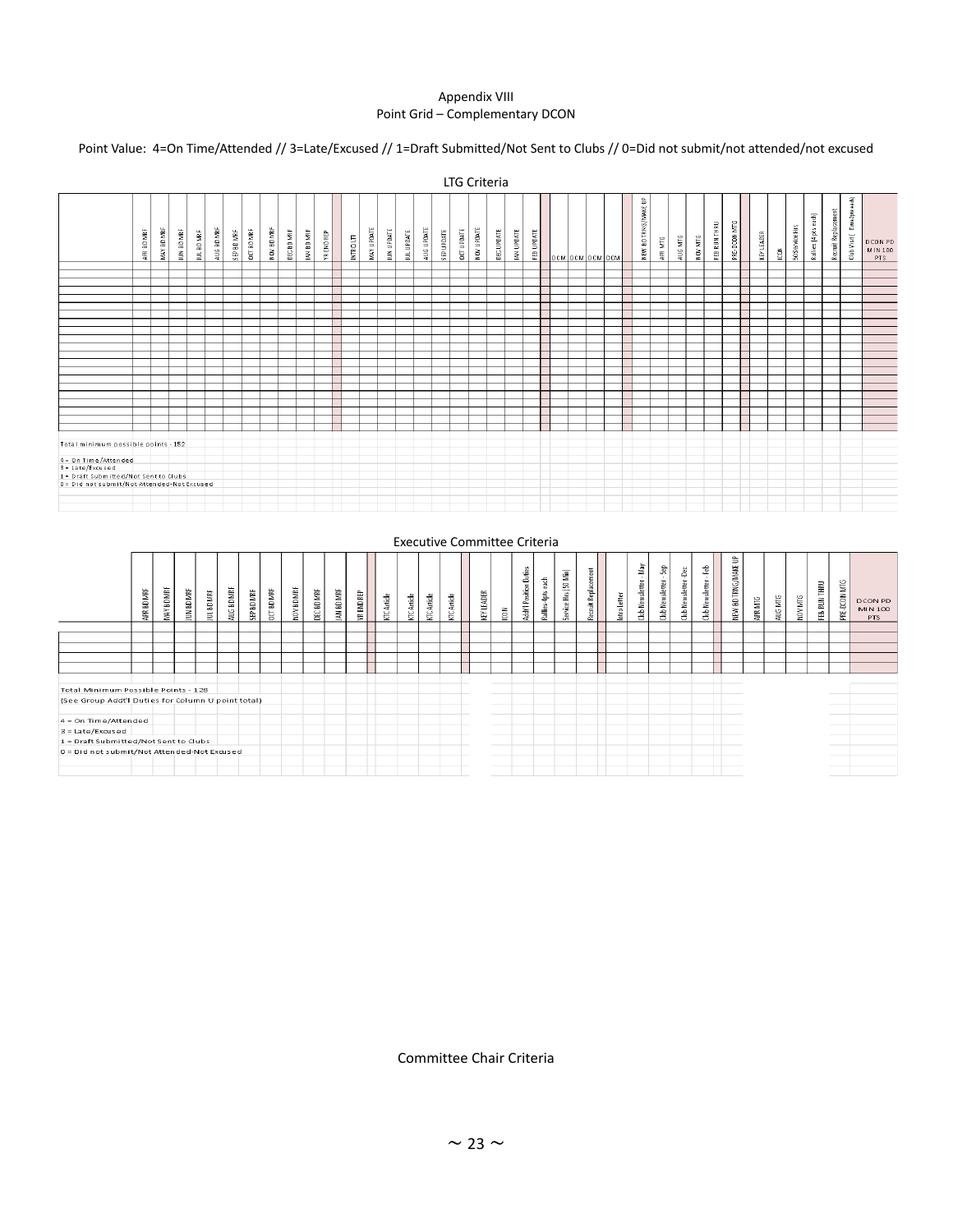Appendix VIII
Point Grid – Complementary DCON

Point Value: 4=On Time/Attended // 3=Late/Excused // 1=Draft Submitted/Not Sent to Clubs // 0=Did not submit/not attended/not excused

LTG Criteria

| | APR BD MRF | MAY BD MRF | JUN BD MRF | JUL BD MRF | AUG BD MRF | SEP BD MRF | OCT BD MRF | NOV BD MRF | DEC BD MRF | JAN BD MRF | YR END REP | | INTRO LTI | MAY UPDATE | JUN UPDATE | JUL UPDATE | AUG UPDATE | SEP UPDATE | OCT UPDATE | NOV UPDATE | DEC UPDATE | JAN UPDATE | FEB UPDATE | | DCM | DCM | DCM | DCM | DCM | | NEW BD TRNG/MAKE UP | APR MTG | AUG MTG | NOV MTG | FEB RUN THRU | PRE-DCON MTG | | KEY LEADER | ICON | 50 Service Hrs | Rallies (4 pts each) | Recruit Replacement | Club Visit (Tons/pts each) | DCON PD MIN 100 PTS |
|---|---|---|---|---|---|---|---|---|---|---|---|---|---|---|---|---|---|---|---|---|---|---|---|---|---|---|---|---|---|---|---|---|---|---|---|---|---|---|---|---|---|---|---|---|

Total minimum possible points - 152

4 = On Time/Attended
3 = Late/Excused
1 = Draft Submitted/Not Sent to Clubs
0 = Did not submit/Not Attended-Not Excused

Executive Committee Criteria

| | APR BD MRF | MAY BD MRF | JUN BD MRF | JUL BD MRF | AUG BD MRF | SEP BD MRF | OCT BD MRF | NOV BD MRF | DEC BD MRF | JAN BD MRF | YR END REP | | KTC Article | KTC Article | KTC Article | KTC Article | | KEY LEADER | ICON | Add'l Position Duties | Rallies-4pts each | Service Hrs (50 Min) | Recruit Replacement | | Intro Letter | Club Newsletter - May | Club Newsletter - Sep | Club Newsletter -Dec | Club Newsletter - Feb | | NEW BD TRNG/MAKE UP | APR MTG | AUG MTG | NOV MTG | FEB RUN THRU | PRE-DCON MTG | DCON PD MIN 100 PTS |
|---|---|---|---|---|---|---|---|---|---|---|---|---|---|---|---|---|---|---|---|---|---|---|---|---|---|---|---|---|---|---|---|---|---|---|---|---|---|---|---|

Total Minimum Possible Points - 128
(See Group Add'l Duties for Column U point total)

4 = On Time/Attended
3 = Late/Excused
1 = Draft Submitted/Not Sent to Clubs
0 = Did not submit/Not Attended-Not Excused

Committee Chair Criteria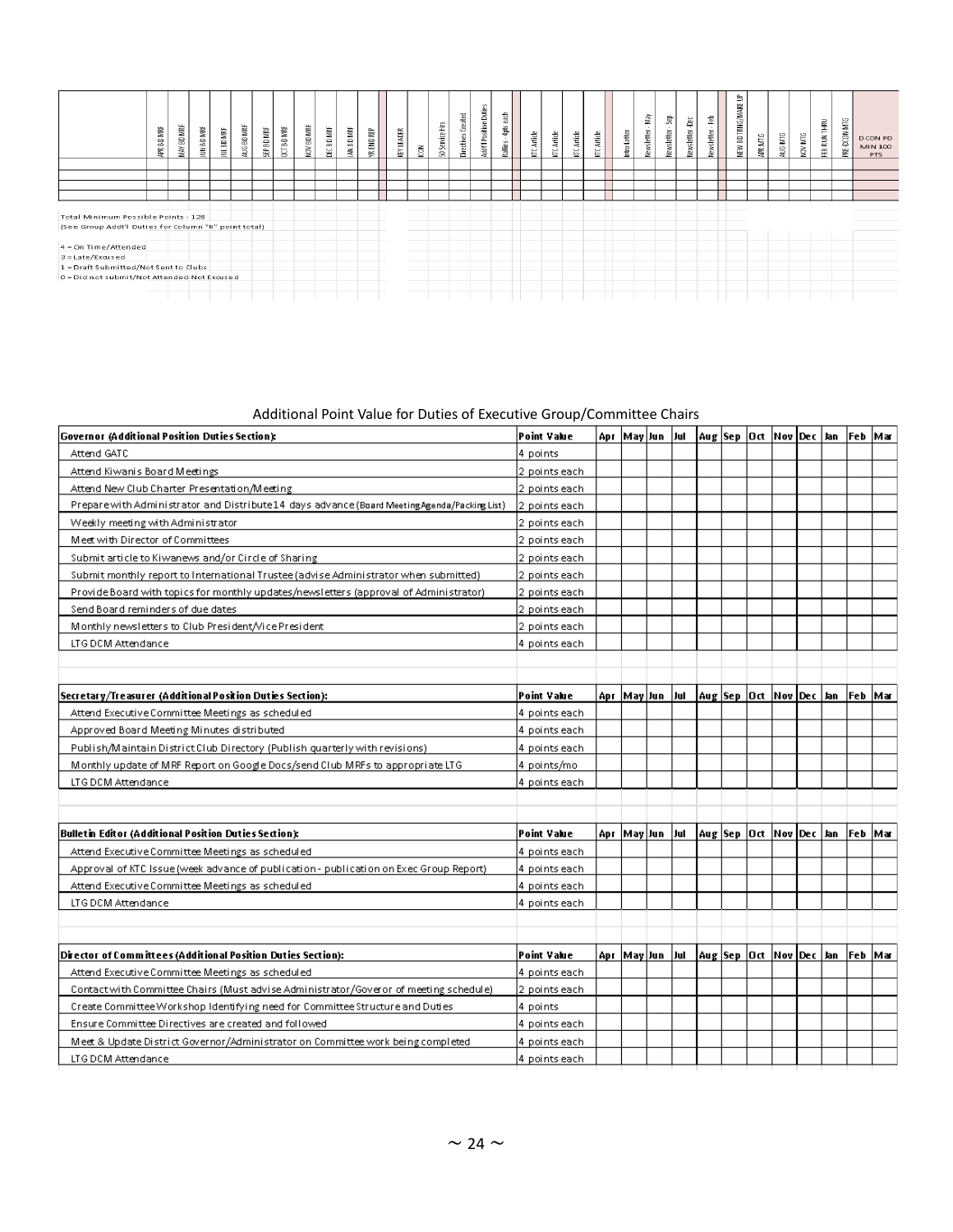| | APR BD MRF | MAY BD MRF | JUN BD MRF | JUL BD MRF | AUG BD MRF | SEP BD MRF | OCT BD MRF | NOV BD MRF | DEC BD MRF | JAN BD MRF | YR END REP | | KEY LEADER | ICON | 50 Service Hrs | Directives Created | Add'l Position Duties | Rallies - 4pts each | | KTC Article | KTC Article | KTC Article | KTC Article | | Intro Letter | Newsletter - May | Newsletter - Sep | Newsletter - Dec | Newsletter - Feb | | NEW BD TRNG/MAKE UP | APR MTG | AUG MTG | NOV MTG | FEB RUN THRU | PRE DCON MTG | DCON PD MIN 100 PTS |
|---|---|---|---|---|---|---|---|---|---|---|---|---|---|---|---|---|---|---|---|---|---|---|---|---|---|---|---|---|---|---|---|---|---|---|---|---|---|---|---|
| | | | | | | | | | | | | | | | | | | | | | | | | | | | | | | | | | | | | | | | |
| | | | | | | | | | | | | | | | | | | | | | | | | | | | | | | | | | | | | | | | |
| | | | | | | | | | | | | | | | | | | | | | | | | | | | | | | | | | | | | | | | |

Total Minimum Possible Points - 128
(See Group Addt'l Duties for Column "R" point total)

4 = On Time/Attended
3 = Late/Excused
1 = Draft Submitted/Not Sent to Clubs
0 = Did not submit/Not Attended-Not Excused

## Additional Point Value for Duties of Executive Group/Committee Chairs

| **Governor (Additional Position Duties Section):** | **Point Value** | **Apr** | **May** | **Jun** | **Jul** | **Aug** | **Sep** | **Oct** | **Nov** | **Dec** | **Jan** | **Feb** | **Mar** |
|---|---|---|---|---|---|---|---|---|---|---|---|---|---|
| Attend GATC | 4 points | | | | | | | | | | | | |
| Attend Kiwanis Board Meetings | 2 points each | | | | | | | | | | | | |
| Attend New Club Charter Presentation/Meeting | 2 points each | | | | | | | | | | | | |
| Prepare with Administrator and Distribute 14 days advance (Board Meeting Agenda/Packing List) | 2 points each | | | | | | | | | | | | |
| Weekly meeting with Administrator | 2 points each | | | | | | | | | | | | |
| Meet with Director of Committees | 2 points each | | | | | | | | | | | | |
| Submit article to Kiwanews and/or Circle of Sharing | 2 points each | | | | | | | | | | | | |
| Submit monthly report to International Trustee (advise Administrator when submitted) | 2 points each | | | | | | | | | | | | |
| Provide Board with topics for monthly updates/newsletters (approval of Administrator) | 2 points each | | | | | | | | | | | | |
| Send Board reminders of due dates | 2 points each | | | | | | | | | | | | |
| Monthly newsletters to Club President/Vice President | 2 points each | | | | | | | | | | | | |
| LTG DCM Attendance | 4 points each | | | | | | | | | | | | |

| **Secretary/Treasurer (Additional Position Duties Section):** | **Point Value** | **Apr** | **May** | **Jun** | **Jul** | **Aug** | **Sep** | **Oct** | **Nov** | **Dec** | **Jan** | **Feb** | **Mar** |
|---|---|---|---|---|---|---|---|---|---|---|---|---|---|
| Attend Executive Committee Meetings as scheduled | 4 points each | | | | | | | | | | | | |
| Approved Board Meeting Minutes distributed | 4 points each | | | | | | | | | | | | |
| Publish/Maintain District Club Directory (Publish quarterly with revisions) | 4 points each | | | | | | | | | | | | |
| Monthly update of MRF Report on Google Docs/send Club MRFs to appropriate LTG | 4 points/mo | | | | | | | | | | | | |
| LTG DCM Attendance | 4 points each | | | | | | | | | | | | |

| **Bulletin Editor (Additional Position Duties Section):** | **Point Value** | **Apr** | **May** | **Jun** | **Jul** | **Aug** | **Sep** | **Oct** | **Nov** | **Dec** | **Jan** | **Feb** | **Mar** |
|---|---|---|---|---|---|---|---|---|---|---|---|---|---|
| Attend Executive Committee Meetings as scheduled | 4 points each | | | | | | | | | | | | |
| Approval of KTC Issue (week advance of publication - publication on Exec Group Report) | 4 points each | | | | | | | | | | | | |
| Attend Executive Committee Meetings as scheduled | 4 points each | | | | | | | | | | | | |
| LTG DCM Attendance | 4 points each | | | | | | | | | | | | |

| **Director of Committees (Additional Position Duties Section):** | **Point Value** | **Apr** | **May** | **Jun** | **Jul** | **Aug** | **Sep** | **Oct** | **Nov** | **Dec** | **Jan** | **Feb** | **Mar** |
|---|---|---|---|---|---|---|---|---|---|---|---|---|---|
| Attend Executive Committee Meetings as scheduled | 4 points each | | | | | | | | | | | | |
| Contact with Committee Chairs (Must advise Administrator/Goveror of meeting schedule) | 2 points each | | | | | | | | | | | | |
| Create Committee Workshop Identifying need for Committee Structure and Duties | 4 points | | | | | | | | | | | | |
| Ensure Committee Directives are created and followed | 4 points each | | | | | | | | | | | | |
| Meet & Update District Governor/Administrator on Committee work being completed | 4 points each | | | | | | | | | | | | |
| LTG DCM Attendance | 4 points each | | | | | | | | | | | | |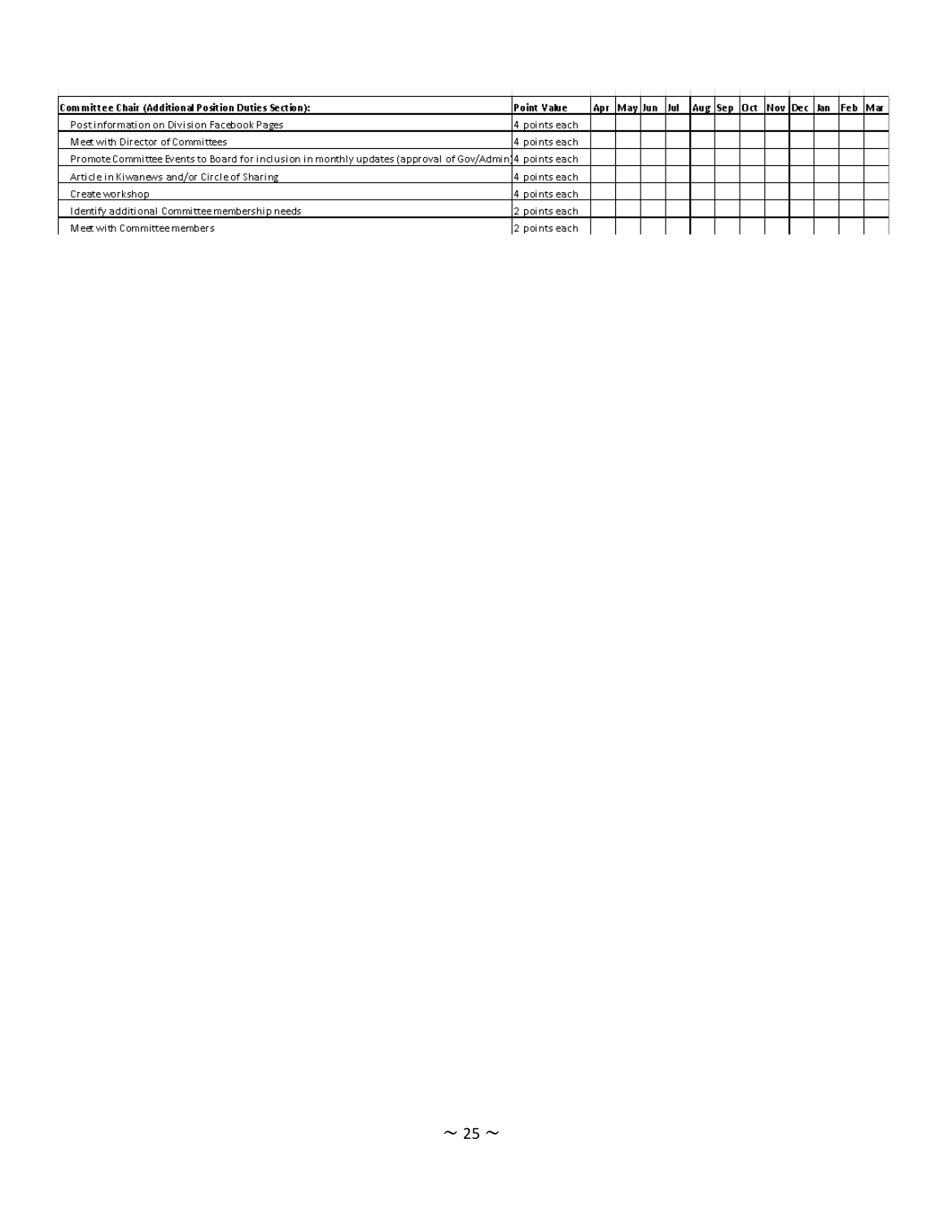| Committee Chair (Additional Position Duties Section): | Point Value | Apr | May | Jun | Jul | Aug | Sep | Oct | Nov | Dec | Jan | Feb | Mar |
|---|---|---|---|---|---|---|---|---|---|---|---|---|---|
| Post information on Division Facebook Pages | 4 points each | | | | | | | | | | | | |
| Meet with Director of Committees | 4 points each | | | | | | | | | | | | |
| Promote Committee Events to Board for inclusion in monthly updates (approval of Gov/Admin) | 4 points each | | | | | | | | | | | | |
| Article in Kiwanews and/or Circle of Sharing | 4 points each | | | | | | | | | | | | |
| Create workshop | 4 points each | | | | | | | | | | | | |
| Identify additional Committee membership needs | 2 points each | | | | | | | | | | | | |
| Meet with Committee members | 2 points each | | | | | | | | | | | | |